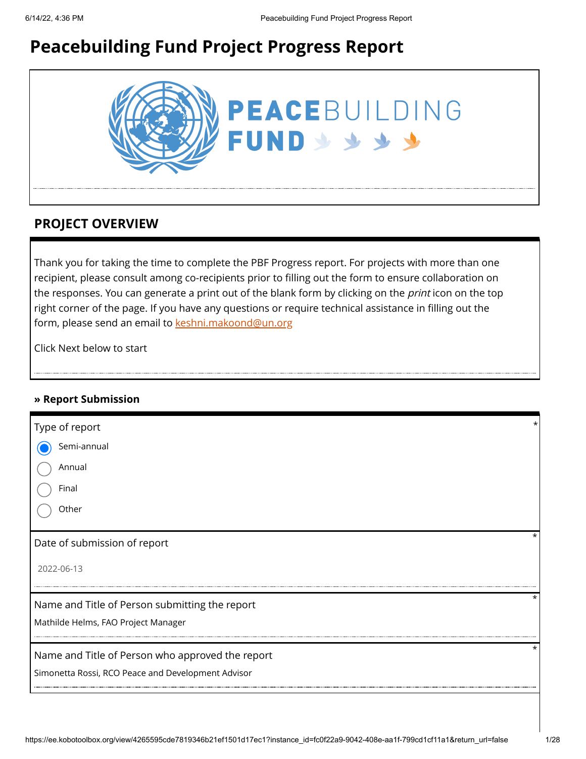# Peacebuilding Fund Project Progress Report

PEACEBUILDING FUND

## PROJECT OVERVIEW

Thank you for taking the time to complete the PBF Progress report. For projects with more than one recipient, please consult among co-recipients prior to filling out the form to ensure collaboration on the responses. You can generate a print out of the blank form by clicking on the *print* icon on the top right corner of the page. If you have any questions or require technical assistance in filling out the form, please send an email to keshni.makoond@un.org

Click Next below to start

### » Report Submission

Type of report *

- (●) Semi-annual
- ( ) Annual
- ( ) Final
- ( ) Other

Date of submission of report *

2022-06-13

Name and Title of Person submitting the report *

Mathilde Helms, FAO Project Manager

Name and Title of Person who approved the report *

Simonetta Rossi, RCO Peace and Development Advisor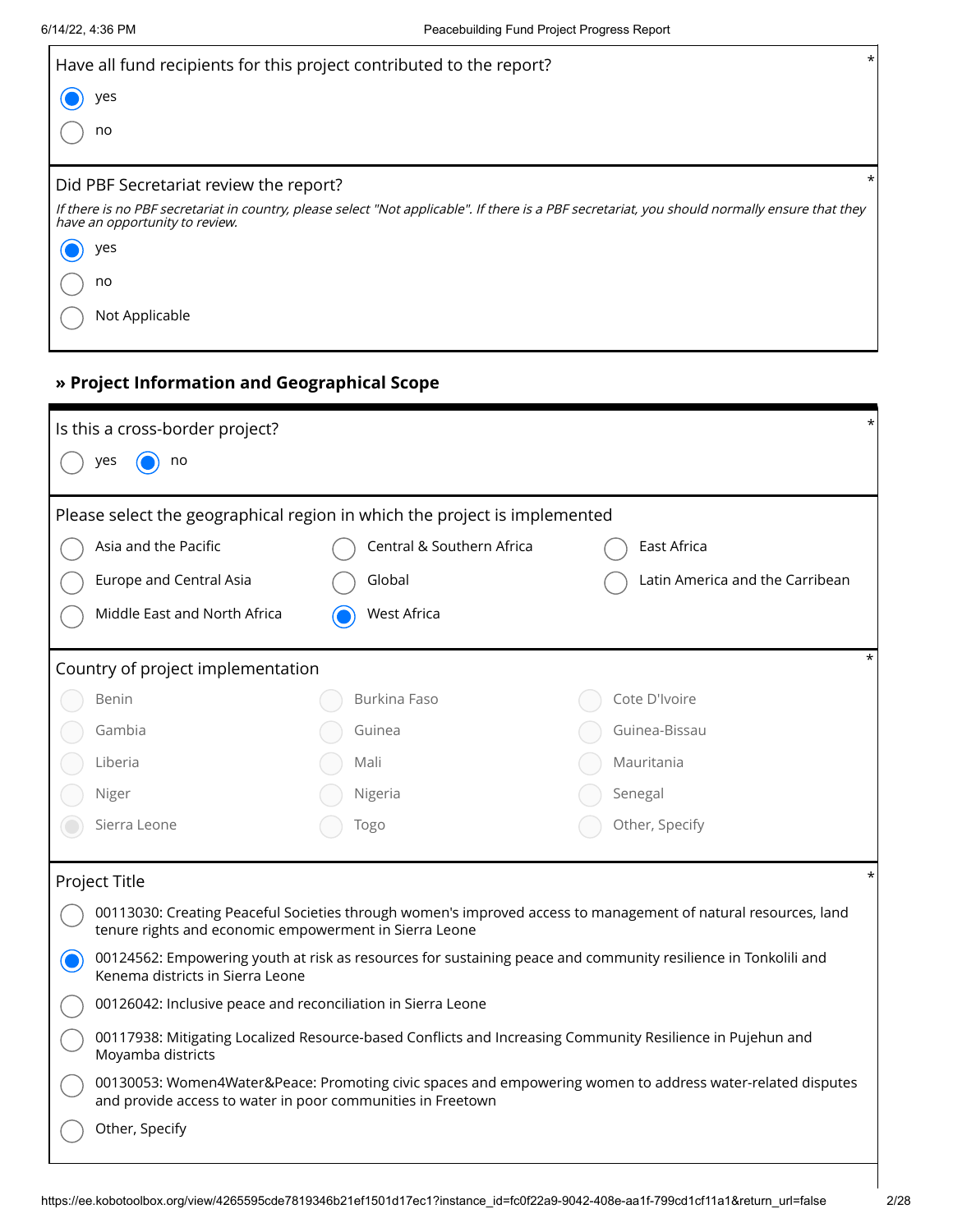Have all fund recipients for this project contributed to the report? *

- (●) yes
- ( ) no

Did PBF Secretariat review the report? *

*If there is no PBF secretariat in country, please select "Not applicable". If there is a PBF secretariat, you should normally ensure that they have an opportunity to review.*

- (●) yes
- ( ) no
- ( ) Not Applicable

## » Project Information and Geographical Scope

Is this a cross-border project? *

- ( ) yes
- (●) no

Please select the geographical region in which the project is implemented

- ( ) Asia and the Pacific
- ( ) Central & Southern Africa
- ( ) East Africa
- ( ) Europe and Central Asia
- ( ) Global
- ( ) Latin America and the Carribean
- ( ) Middle East and North Africa
- (●) West Africa

Country of project implementation *

- ( ) Benin
- ( ) Burkina Faso
- ( ) Cote D'Ivoire
- ( ) Gambia
- ( ) Guinea
- ( ) Guinea-Bissau
- ( ) Liberia
- ( ) Mali
- ( ) Mauritania
- ( ) Niger
- ( ) Nigeria
- ( ) Senegal
- (●) Sierra Leone
- ( ) Togo
- ( ) Other, Specify

Project Title *

- ( ) 00113030: Creating Peaceful Societies through women's improved access to management of natural resources, land tenure rights and economic empowerment in Sierra Leone
- (●) 00124562: Empowering youth at risk as resources for sustaining peace and community resilience in Tonkolili and Kenema districts in Sierra Leone
- ( ) 00126042: Inclusive peace and reconciliation in Sierra Leone
- ( ) 00117938: Mitigating Localized Resource-based Conflicts and Increasing Community Resilience in Pujehun and Moyamba districts
- ( ) 00130053: Women4Water&Peace: Promoting civic spaces and empowering women to address water-related disputes and provide access to water in poor communities in Freetown
- ( ) Other, Specify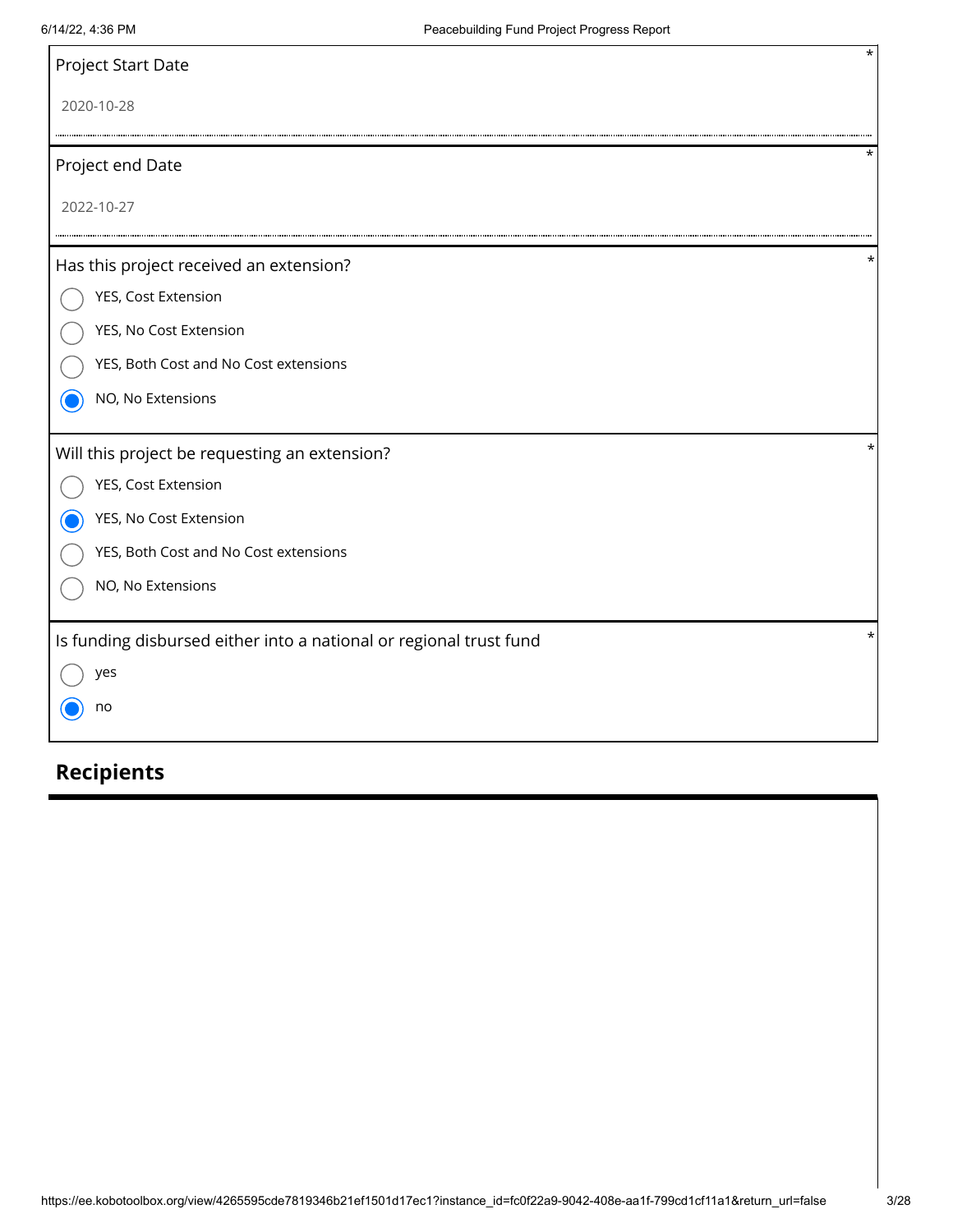Project Start Date *

2020-10-28

Project end Date *

2022-10-27

Has this project received an extension? *

- ○ YES, Cost Extension
- ○ YES, No Cost Extension
- ○ YES, Both Cost and No Cost extensions
- ◉ NO, No Extensions

Will this project be requesting an extension? *

- ○ YES, Cost Extension
- ◉ YES, No Cost Extension
- ○ YES, Both Cost and No Cost extensions
- ○ NO, No Extensions

Is funding disbursed either into a national or regional trust fund *

- ○ yes
- ◉ no

## Recipients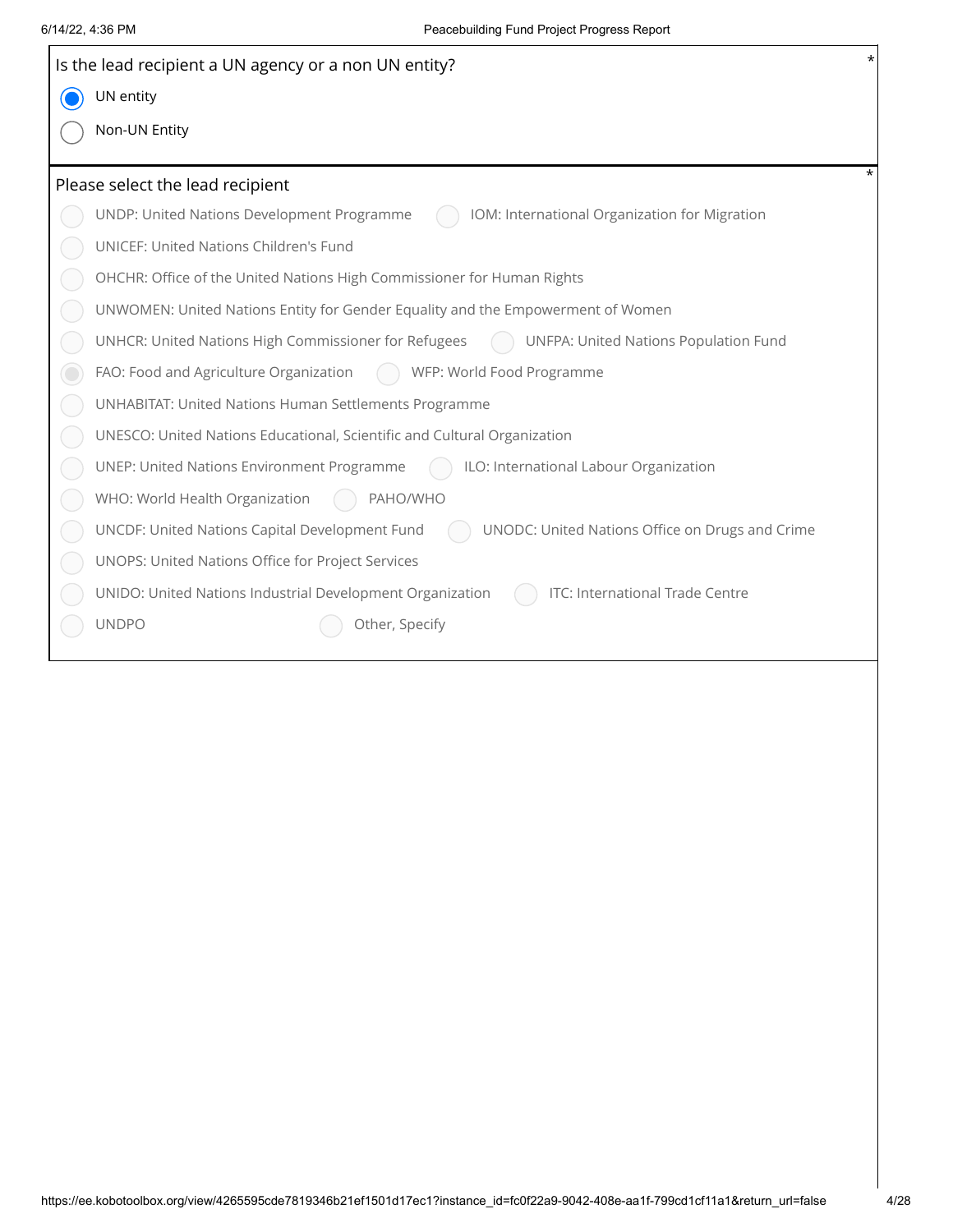Is the lead recipient a UN agency or a non UN entity? *

- (x) UN entity
- ( ) Non-UN Entity

Please select the lead recipient *

- ( ) UNDP: United Nations Development Programme
- ( ) IOM: International Organization for Migration
- ( ) UNICEF: United Nations Children's Fund
- ( ) OHCHR: Office of the United Nations High Commissioner for Human Rights
- ( ) UNWOMEN: United Nations Entity for Gender Equality and the Empowerment of Women
- ( ) UNHCR: United Nations High Commissioner for Refugees
- ( ) UNFPA: United Nations Population Fund
- (x) FAO: Food and Agriculture Organization
- ( ) WFP: World Food Programme
- ( ) UNHABITAT: United Nations Human Settlements Programme
- ( ) UNESCO: United Nations Educational, Scientific and Cultural Organization
- ( ) UNEP: United Nations Environment Programme
- ( ) ILO: International Labour Organization
- ( ) WHO: World Health Organization
- ( ) PAHO/WHO
- ( ) UNCDF: United Nations Capital Development Fund
- ( ) UNODC: United Nations Office on Drugs and Crime
- ( ) UNOPS: United Nations Office for Project Services
- ( ) UNIDO: United Nations Industrial Development Organization
- ( ) ITC: International Trade Centre
- ( ) UNDPO
- ( ) Other, Specify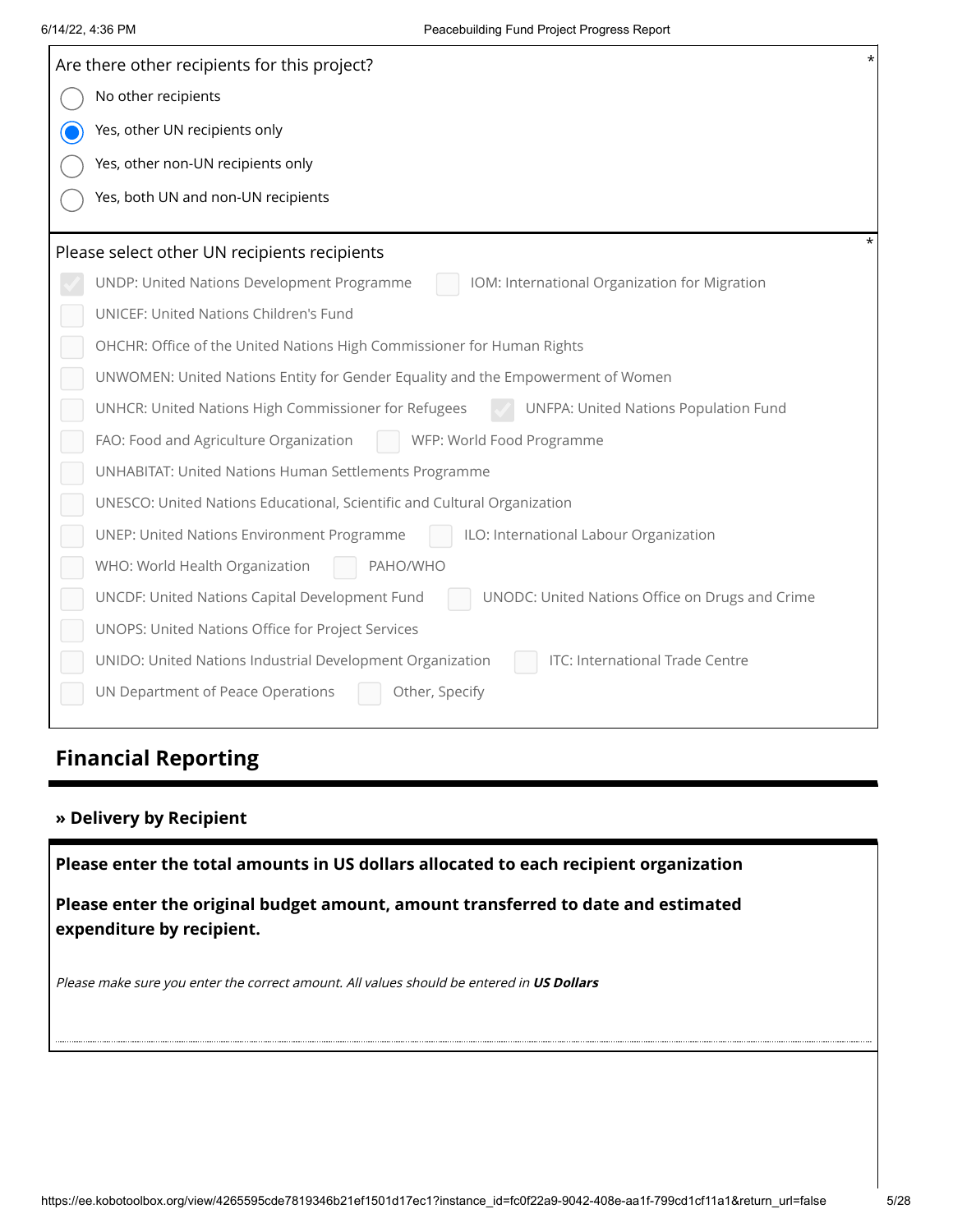Are there other recipients for this project? *

- ○ No other recipients
- ● Yes, other UN recipients only
- ○ Yes, other non-UN recipients only
- ○ Yes, both UN and non-UN recipients

Please select other UN recipients recipients *

- [x] UNDP: United Nations Development Programme
- [ ] IOM: International Organization for Migration
- [ ] UNICEF: United Nations Children's Fund
- [ ] OHCHR: Office of the United Nations High Commissioner for Human Rights
- [ ] UNWOMEN: United Nations Entity for Gender Equality and the Empowerment of Women
- [ ] UNHCR: United Nations High Commissioner for Refugees
- [x] UNFPA: United Nations Population Fund
- [ ] FAO: Food and Agriculture Organization
- [ ] WFP: World Food Programme
- [ ] UNHABITAT: United Nations Human Settlements Programme
- [ ] UNESCO: United Nations Educational, Scientific and Cultural Organization
- [ ] UNEP: United Nations Environment Programme
- [ ] ILO: International Labour Organization
- [ ] WHO: World Health Organization
- [ ] PAHO/WHO
- [ ] UNCDF: United Nations Capital Development Fund
- [ ] UNODC: United Nations Office on Drugs and Crime
- [ ] UNOPS: United Nations Office for Project Services
- [ ] UNIDO: United Nations Industrial Development Organization
- [ ] ITC: International Trade Centre
- [ ] UN Department of Peace Operations
- [ ] Other, Specify

## Financial Reporting

### » Delivery by Recipient

**Please enter the total amounts in US dollars allocated to each recipient organization**

**Please enter the original budget amount, amount transferred to date and estimated expenditure by recipient.**

*Please make sure you enter the correct amount. All values should be entered in **US Dollars***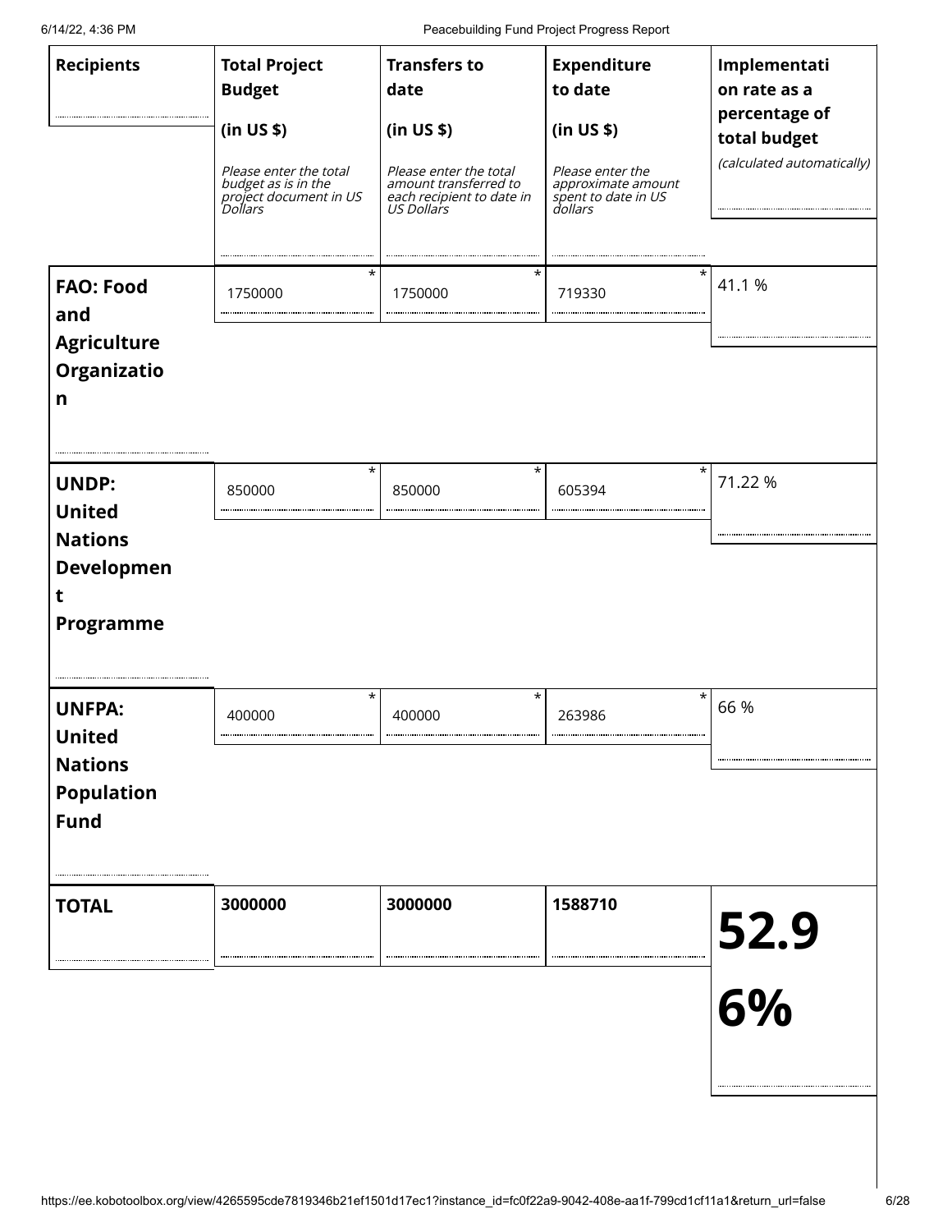| Recipients | Total Project Budget (in US $) *Please enter the total budget as is in the project document in US Dollars* | Transfers to date (in US $) *Please enter the total amount transferred to each recipient to date in US Dollars* | Expenditure to date (in US $) *Please enter the approximate amount spent to date in US dollars* | Implementation rate as a percentage of total budget *(calculated automatically)* |
|---|---|---|---|---|
| **FAO: Food and Agriculture Organization** | 1750000 * | 1750000 * | 719330 * | 41.1 % |
| **UNDP: United Nations Development Programme** | 850000 * | 850000 * | 605394 * | 71.22 % |
| **UNFPA: United Nations Population Fund** | 400000 * | 400000 * | 263986 * | 66 % |
| **TOTAL** | **3000000** | **3000000** | **1588710** | **52.96%** |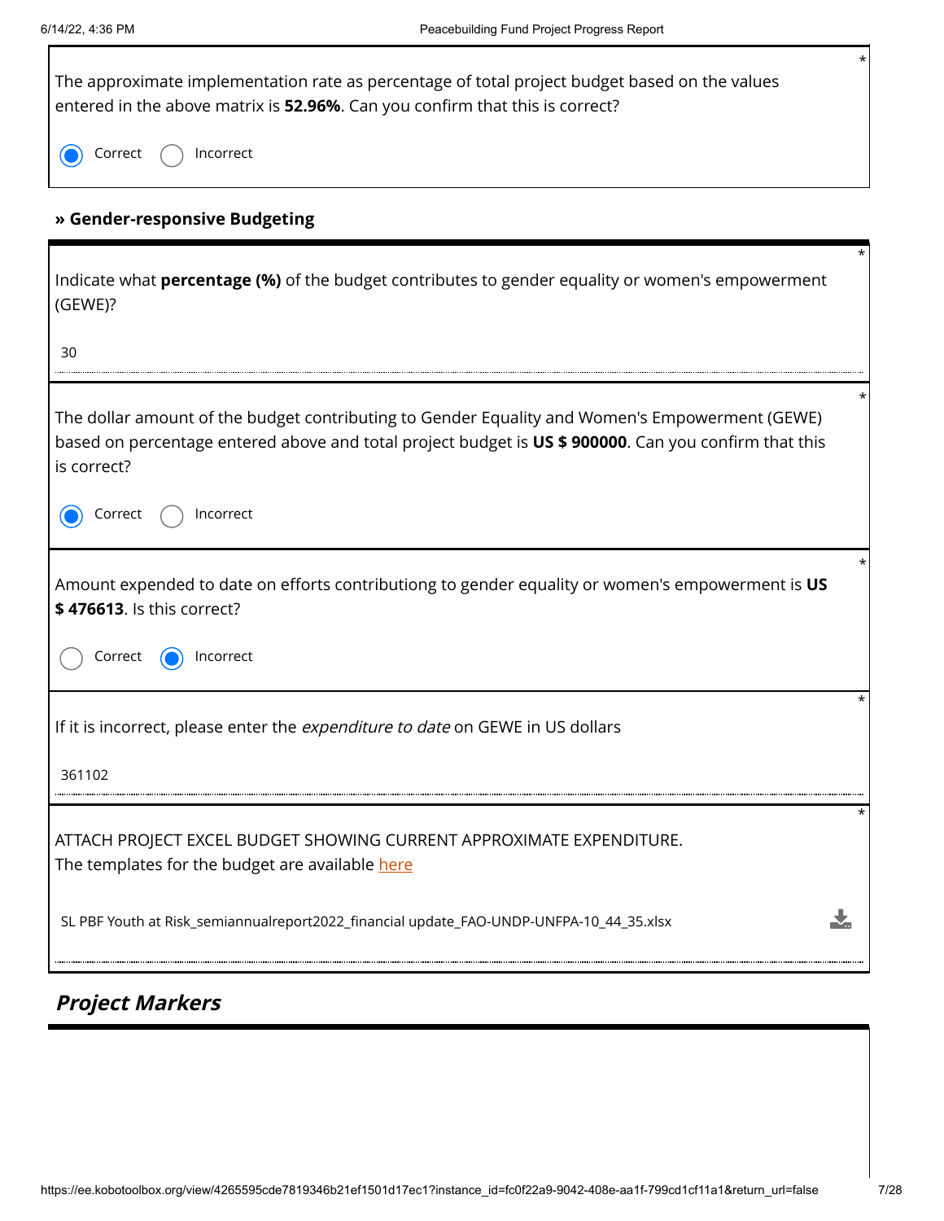The approximate implementation rate as percentage of total project budget based on the values entered in the above matrix is **52.96%**. Can you confirm that this is correct?

- (x) Correct
- ( ) Incorrect

### » Gender-responsive Budgeting

Indicate what **percentage (%)** of the budget contributes to gender equality or women's empowerment (GEWE)?

30

The dollar amount of the budget contributing to Gender Equality and Women's Empowerment (GEWE) based on percentage entered above and total project budget is **US $ 900000**. Can you confirm that this is correct?

- (x) Correct
- ( ) Incorrect

Amount expended to date on efforts contributiong to gender equality or women's empowerment is **US $ 476613**. Is this correct?

- ( ) Correct
- (x) Incorrect

If it is incorrect, please enter the *expenditure to date* on GEWE in US dollars

361102

ATTACH PROJECT EXCEL BUDGET SHOWING CURRENT APPROXIMATE EXPENDITURE.
The templates for the budget are available here

SL PBF Youth at Risk_semiannualreport2022_financial update_FAO-UNDP-UNFPA-10_44_35.xlsx

## *Project Markers*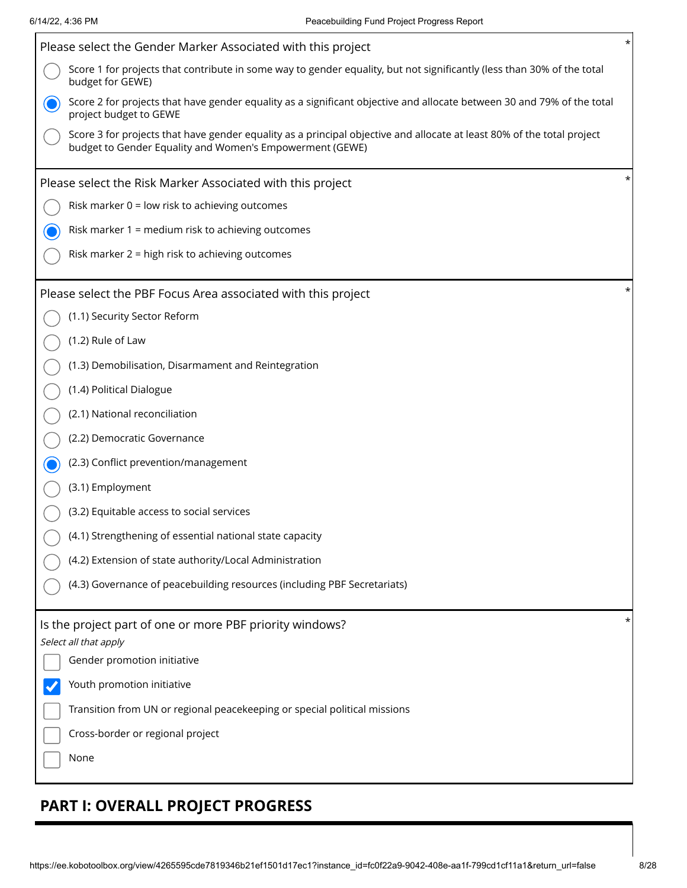Please select the Gender Marker Associated with this project *

- ○ Score 1 for projects that contribute in some way to gender equality, but not significantly (less than 30% of the total budget for GEWE)
- ◉ Score 2 for projects that have gender equality as a significant objective and allocate between 30 and 79% of the total project budget to GEWE
- ○ Score 3 for projects that have gender equality as a principal objective and allocate at least 80% of the total project budget to Gender Equality and Women's Empowerment (GEWE)

Please select the Risk Marker Associated with this project *

- ○ Risk marker 0 = low risk to achieving outcomes
- ◉ Risk marker 1 = medium risk to achieving outcomes
- ○ Risk marker 2 = high risk to achieving outcomes

Please select the PBF Focus Area associated with this project *

- ○ (1.1) Security Sector Reform
- ○ (1.2) Rule of Law
- ○ (1.3) Demobilisation, Disarmament and Reintegration
- ○ (1.4) Political Dialogue
- ○ (2.1) National reconciliation
- ○ (2.2) Democratic Governance
- ◉ (2.3) Conflict prevention/management
- ○ (3.1) Employment
- ○ (3.2) Equitable access to social services
- ○ (4.1) Strengthening of essential national state capacity
- ○ (4.2) Extension of state authority/Local Administration
- ○ (4.3) Governance of peacebuilding resources (including PBF Secretariats)

Is the project part of one or more PBF priority windows? *

*Select all that apply*

- [ ] Gender promotion initiative
- [x] Youth promotion initiative
- [ ] Transition from UN or regional peacekeeping or special political missions
- [ ] Cross-border or regional project
- [ ] None

## PART I: OVERALL PROJECT PROGRESS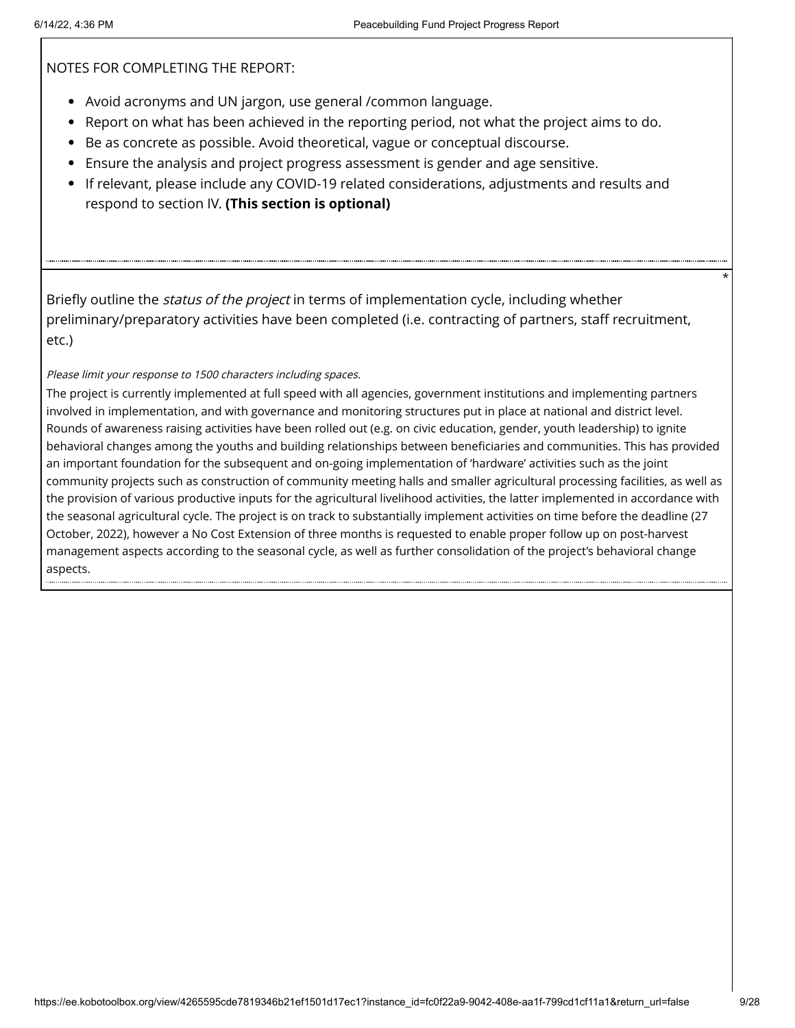NOTES FOR COMPLETING THE REPORT:

- Avoid acronyms and UN jargon, use general /common language.
- Report on what has been achieved in the reporting period, not what the project aims to do.
- Be as concrete as possible. Avoid theoretical, vague or conceptual discourse.
- Ensure the analysis and project progress assessment is gender and age sensitive.
- If relevant, please include any COVID-19 related considerations, adjustments and results and respond to section IV. **(This section is optional)**

*

Briefly outline the *status of the project* in terms of implementation cycle, including whether preliminary/preparatory activities have been completed (i.e. contracting of partners, staff recruitment, etc.)

*Please limit your response to 1500 characters including spaces.*

The project is currently implemented at full speed with all agencies, government institutions and implementing partners involved in implementation, and with governance and monitoring structures put in place at national and district level. Rounds of awareness raising activities have been rolled out (e.g. on civic education, gender, youth leadership) to ignite behavioral changes among the youths and building relationships between beneficiaries and communities. This has provided an important foundation for the subsequent and on-going implementation of 'hardware' activities such as the joint community projects such as construction of community meeting halls and smaller agricultural processing facilities, as well as the provision of various productive inputs for the agricultural livelihood activities, the latter implemented in accordance with the seasonal agricultural cycle. The project is on track to substantially implement activities on time before the deadline (27 October, 2022), however a No Cost Extension of three months is requested to enable proper follow up on post-harvest management aspects according to the seasonal cycle, as well as further consolidation of the project's behavioral change aspects.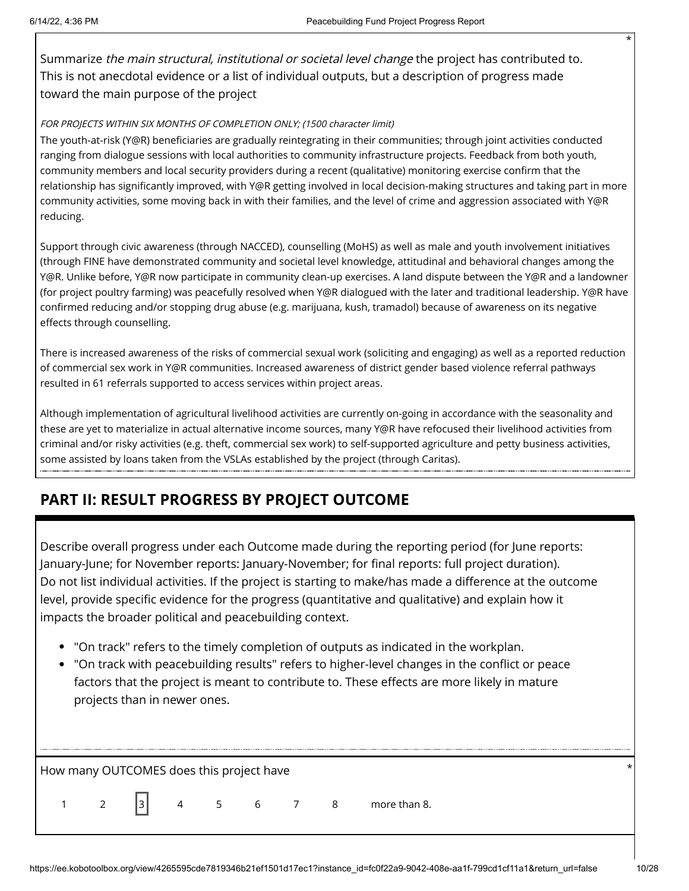Summarize *the main structural, institutional or societal level change* the project has contributed to. This is not anecdotal evidence or a list of individual outputs, but a description of progress made toward the main purpose of the project *

*FOR PROJECTS WITHIN SIX MONTHS OF COMPLETION ONLY; (1500 character limit)*

The youth-at-risk (Y@R) beneficiaries are gradually reintegrating in their communities; through joint activities conducted ranging from dialogue sessions with local authorities to community infrastructure projects. Feedback from both youth, community members and local security providers during a recent (qualitative) monitoring exercise confirm that the relationship has significantly improved, with Y@R getting involved in local decision-making structures and taking part in more community activities, some moving back in with their families, and the level of crime and aggression associated with Y@R reducing.

Support through civic awareness (through NACCED), counselling (MoHS) as well as male and youth involvement initiatives (through FINE have demonstrated community and societal level knowledge, attitudinal and behavioral changes among the Y@R. Unlike before, Y@R now participate in community clean-up exercises. A land dispute between the Y@R and a landowner (for project poultry farming) was peacefully resolved when Y@R dialogued with the later and traditional leadership. Y@R have confirmed reducing and/or stopping drug abuse (e.g. marijuana, kush, tramadol) because of awareness on its negative effects through counselling.

There is increased awareness of the risks of commercial sexual work (soliciting and engaging) as well as a reported reduction of commercial sex work in Y@R communities. Increased awareness of district gender based violence referral pathways resulted in 61 referrals supported to access services within project areas.

Although implementation of agricultural livelihood activities are currently on-going in accordance with the seasonality and these are yet to materialize in actual alternative income sources, many Y@R have refocused their livelihood activities from criminal and/or risky activities (e.g. theft, commercial sex work) to self-supported agriculture and petty business activities, some assisted by loans taken from the VSLAs established by the project (through Caritas).

## PART II: RESULT PROGRESS BY PROJECT OUTCOME

Describe overall progress under each Outcome made during the reporting period (for June reports: January-June; for November reports: January-November; for final reports: full project duration). Do not list individual activities. If the project is starting to make/has made a difference at the outcome level, provide specific evidence for the progress (quantitative and qualitative) and explain how it impacts the broader political and peacebuilding context.

- "On track" refers to the timely completion of outputs as indicated in the workplan.
- "On track with peacebuilding results" refers to higher-level changes in the conflict or peace factors that the project is meant to contribute to. These effects are more likely in mature projects than in newer ones.

How many OUTCOMES does this project have *

1 2 [3] 4 5 6 7 8 more than 8.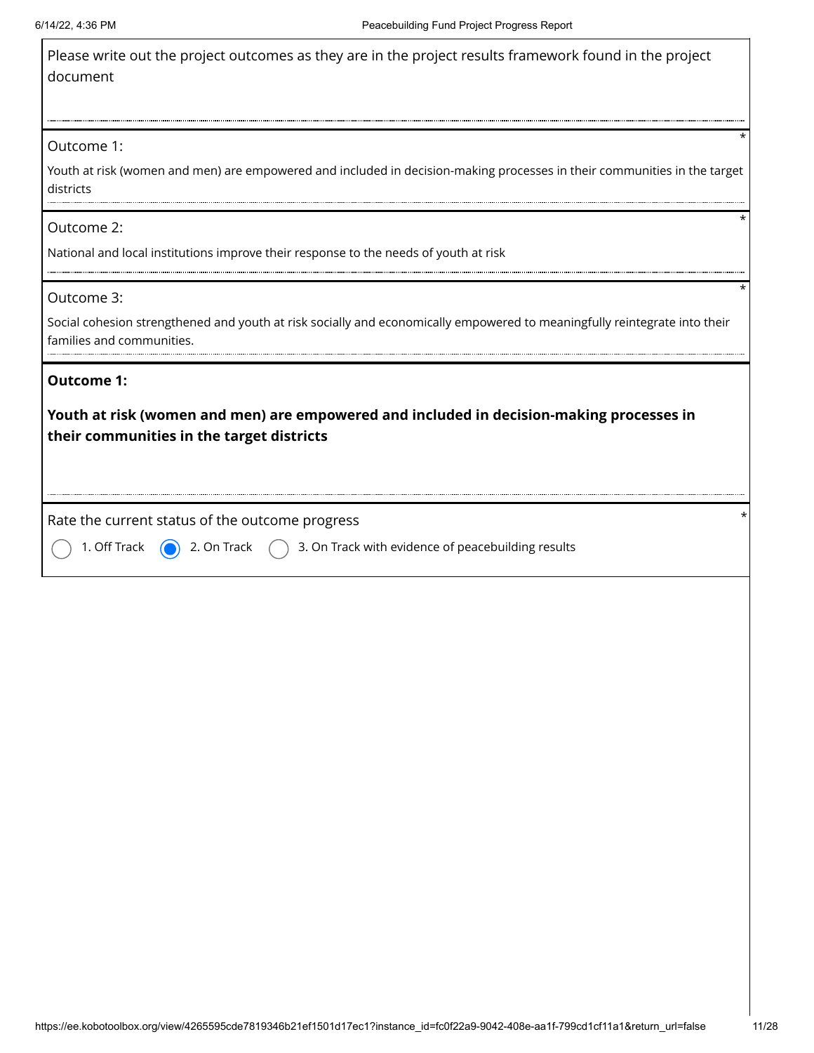Please write out the project outcomes as they are in the project results framework found in the project document

Outcome 1: *

Youth at risk (women and men) are empowered and included in decision-making processes in their communities in the target districts

Outcome 2: *

National and local institutions improve their response to the needs of youth at risk

Outcome 3: *

Social cohesion strengthened and youth at risk socially and economically empowered to meaningfully reintegrate into their families and communities.

**Outcome 1:**

**Youth at risk (women and men) are empowered and included in decision-making processes in their communities in the target districts**

Rate the current status of the outcome progress *

- ○ 1. Off Track
- ◉ 2. On Track
- ○ 3. On Track with evidence of peacebuilding results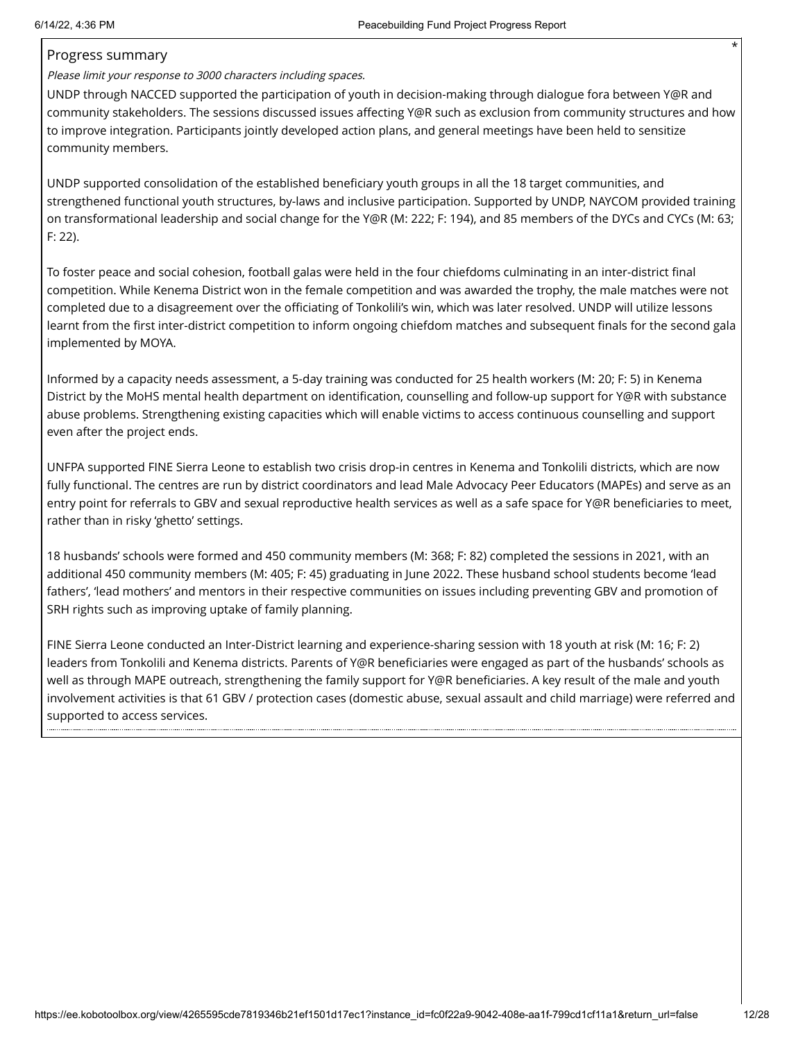## Progress summary

*Please limit your response to 3000 characters including spaces.*

UNDP through NACCED supported the participation of youth in decision-making through dialogue fora between Y@R and community stakeholders. The sessions discussed issues affecting Y@R such as exclusion from community structures and how to improve integration. Participants jointly developed action plans, and general meetings have been held to sensitize community members.

UNDP supported consolidation of the established beneficiary youth groups in all the 18 target communities, and strengthened functional youth structures, by-laws and inclusive participation. Supported by UNDP, NAYCOM provided training on transformational leadership and social change for the Y@R (M: 222; F: 194), and 85 members of the DYCs and CYCs (M: 63; F: 22).

To foster peace and social cohesion, football galas were held in the four chiefdoms culminating in an inter-district final competition. While Kenema District won in the female competition and was awarded the trophy, the male matches were not completed due to a disagreement over the officiating of Tonkolili's win, which was later resolved. UNDP will utilize lessons learnt from the first inter-district competition to inform ongoing chiefdom matches and subsequent finals for the second gala implemented by MOYA.

Informed by a capacity needs assessment, a 5-day training was conducted for 25 health workers (M: 20; F: 5) in Kenema District by the MoHS mental health department on identification, counselling and follow-up support for Y@R with substance abuse problems. Strengthening existing capacities which will enable victims to access continuous counselling and support even after the project ends.

UNFPA supported FINE Sierra Leone to establish two crisis drop-in centres in Kenema and Tonkolili districts, which are now fully functional. The centres are run by district coordinators and lead Male Advocacy Peer Educators (MAPEs) and serve as an entry point for referrals to GBV and sexual reproductive health services as well as a safe space for Y@R beneficiaries to meet, rather than in risky 'ghetto' settings.

18 husbands' schools were formed and 450 community members (M: 368; F: 82) completed the sessions in 2021, with an additional 450 community members (M: 405; F: 45) graduating in June 2022. These husband school students become 'lead fathers', 'lead mothers' and mentors in their respective communities on issues including preventing GBV and promotion of SRH rights such as improving uptake of family planning.

FINE Sierra Leone conducted an Inter-District learning and experience-sharing session with 18 youth at risk (M: 16; F: 2) leaders from Tonkolili and Kenema districts. Parents of Y@R beneficiaries were engaged as part of the husbands' schools as well as through MAPE outreach, strengthening the family support for Y@R beneficiaries. A key result of the male and youth involvement activities is that 61 GBV / protection cases (domestic abuse, sexual assault and child marriage) were referred and supported to access services.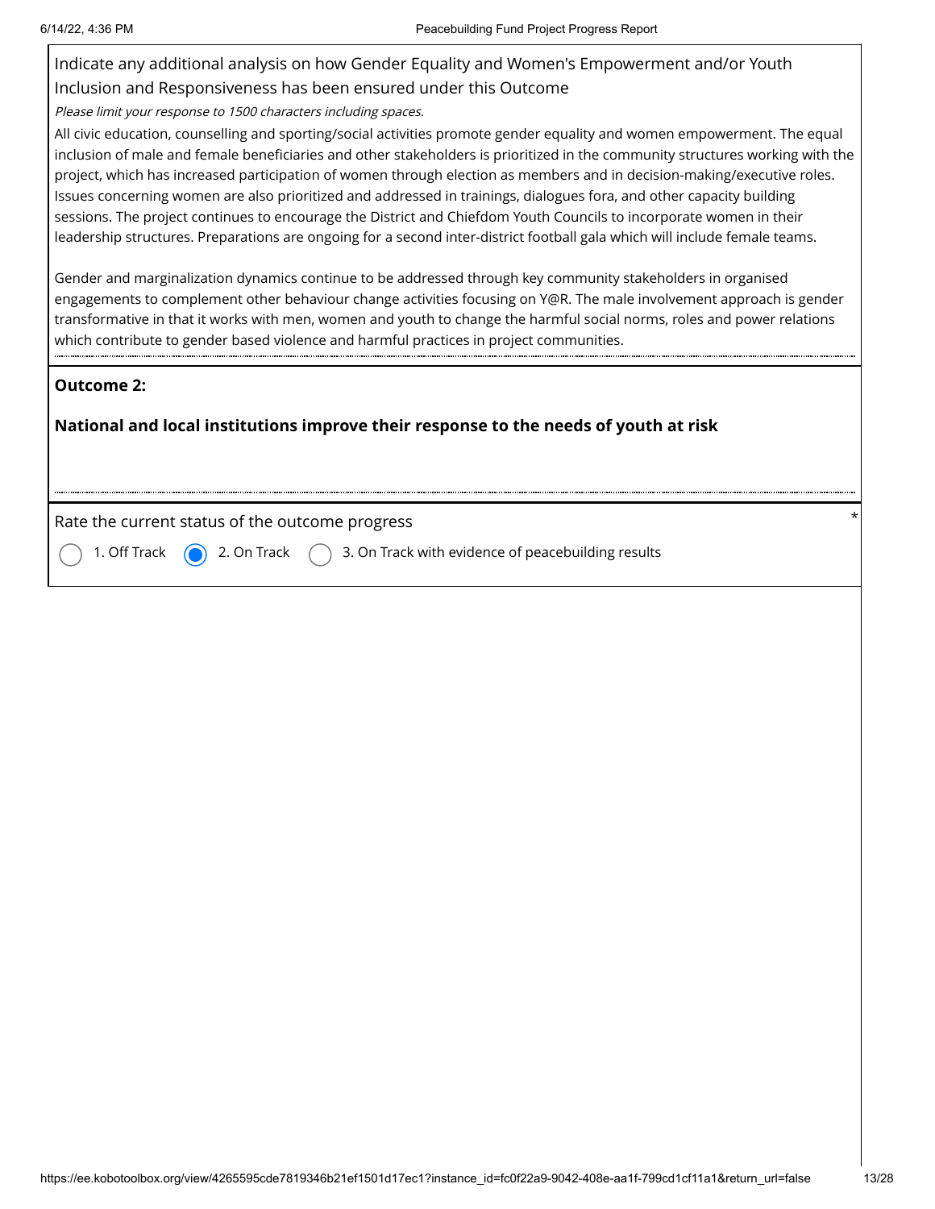Indicate any additional analysis on how Gender Equality and Women's Empowerment and/or Youth Inclusion and Responsiveness has been ensured under this Outcome

*Please limit your response to 1500 characters including spaces.*

All civic education, counselling and sporting/social activities promote gender equality and women empowerment. The equal inclusion of male and female beneficiaries and other stakeholders is prioritized in the community structures working with the project, which has increased participation of women through election as members and in decision-making/executive roles. Issues concerning women are also prioritized and addressed in trainings, dialogues fora, and other capacity building sessions. The project continues to encourage the District and Chiefdom Youth Councils to incorporate women in their leadership structures. Preparations are ongoing for a second inter-district football gala which will include female teams.

Gender and marginalization dynamics continue to be addressed through key community stakeholders in organised engagements to complement other behaviour change activities focusing on Y@R. The male involvement approach is gender transformative in that it works with men, women and youth to change the harmful social norms, roles and power relations which contribute to gender based violence and harmful practices in project communities.

**Outcome 2:**

**National and local institutions improve their response to the needs of youth at risk**

Rate the current status of the outcome progress *

- ○ 1. Off Track
- ● 2. On Track
- ○ 3. On Track with evidence of peacebuilding results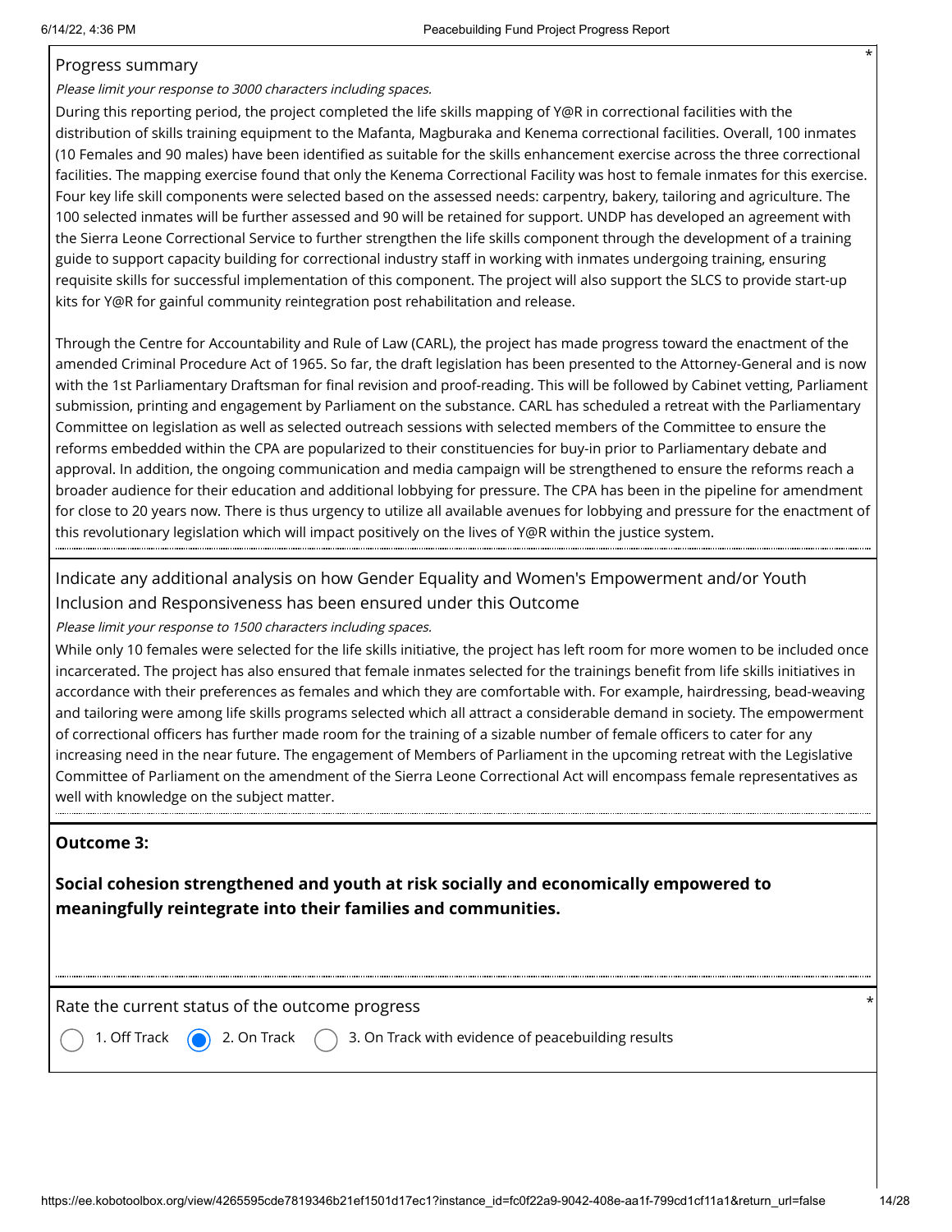Progress summary

*Please limit your response to 3000 characters including spaces.*

During this reporting period, the project completed the life skills mapping of Y@R in correctional facilities with the distribution of skills training equipment to the Mafanta, Magburaka and Kenema correctional facilities. Overall, 100 inmates (10 Females and 90 males) have been identified as suitable for the skills enhancement exercise across the three correctional facilities. The mapping exercise found that only the Kenema Correctional Facility was host to female inmates for this exercise. Four key life skill components were selected based on the assessed needs: carpentry, bakery, tailoring and agriculture. The 100 selected inmates will be further assessed and 90 will be retained for support. UNDP has developed an agreement with the Sierra Leone Correctional Service to further strengthen the life skills component through the development of a training guide to support capacity building for correctional industry staff in working with inmates undergoing training, ensuring requisite skills for successful implementation of this component. The project will also support the SLCS to provide start-up kits for Y@R for gainful community reintegration post rehabilitation and release.

Through the Centre for Accountability and Rule of Law (CARL), the project has made progress toward the enactment of the amended Criminal Procedure Act of 1965. So far, the draft legislation has been presented to the Attorney-General and is now with the 1st Parliamentary Draftsman for final revision and proof-reading. This will be followed by Cabinet vetting, Parliament submission, printing and engagement by Parliament on the substance. CARL has scheduled a retreat with the Parliamentary Committee on legislation as well as selected outreach sessions with selected members of the Committee to ensure the reforms embedded within the CPA are popularized to their constituencies for buy-in prior to Parliamentary debate and approval. In addition, the ongoing communication and media campaign will be strengthened to ensure the reforms reach a broader audience for their education and additional lobbying for pressure. The CPA has been in the pipeline for amendment for close to 20 years now. There is thus urgency to utilize all available avenues for lobbying and pressure for the enactment of this revolutionary legislation which will impact positively on the lives of Y@R within the justice system.

Indicate any additional analysis on how Gender Equality and Women's Empowerment and/or Youth Inclusion and Responsiveness has been ensured under this Outcome

*Please limit your response to 1500 characters including spaces.*

While only 10 females were selected for the life skills initiative, the project has left room for more women to be included once incarcerated. The project has also ensured that female inmates selected for the trainings benefit from life skills initiatives in accordance with their preferences as females and which they are comfortable with. For example, hairdressing, bead-weaving and tailoring were among life skills programs selected which all attract a considerable demand in society. The empowerment of correctional officers has further made room for the training of a sizable number of female officers to cater for any increasing need in the near future. The engagement of Members of Parliament in the upcoming retreat with the Legislative Committee of Parliament on the amendment of the Sierra Leone Correctional Act will encompass female representatives as well with knowledge on the subject matter.

**Outcome 3:**

**Social cohesion strengthened and youth at risk socially and economically empowered to meaningfully reintegrate into their families and communities.**

Rate the current status of the outcome progress

- ( ) 1. Off Track
- (●) 2. On Track
- ( ) 3. On Track with evidence of peacebuilding results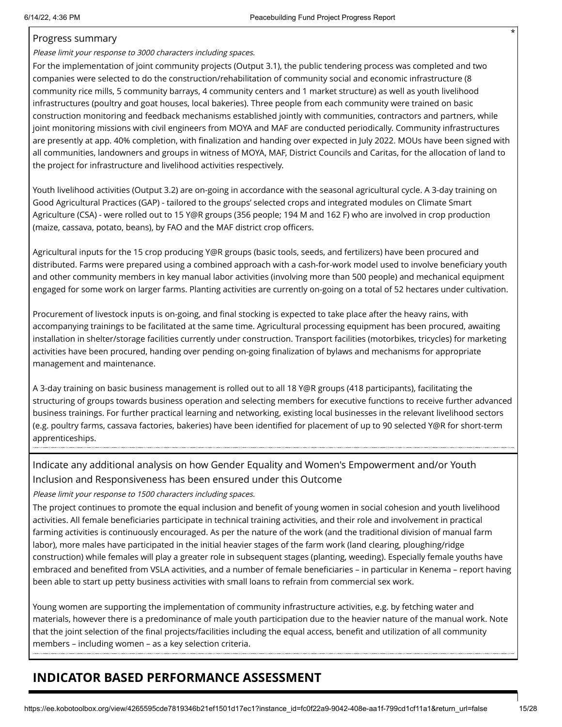Progress summary

*Please limit your response to 3000 characters including spaces.*

For the implementation of joint community projects (Output 3.1), the public tendering process was completed and two companies were selected to do the construction/rehabilitation of community social and economic infrastructure (8 community rice mills, 5 community barrays, 4 community centers and 1 market structure) as well as youth livelihood infrastructures (poultry and goat houses, local bakeries). Three people from each community were trained on basic construction monitoring and feedback mechanisms established jointly with communities, contractors and partners, while joint monitoring missions with civil engineers from MOYA and MAF are conducted periodically. Community infrastructures are presently at app. 40% completion, with finalization and handing over expected in July 2022. MOUs have been signed with all communities, landowners and groups in witness of MOYA, MAF, District Councils and Caritas, for the allocation of land to the project for infrastructure and livelihood activities respectively.

Youth livelihood activities (Output 3.2) are on-going in accordance with the seasonal agricultural cycle. A 3-day training on Good Agricultural Practices (GAP) - tailored to the groups' selected crops and integrated modules on Climate Smart Agriculture (CSA) - were rolled out to 15 Y@R groups (356 people; 194 M and 162 F) who are involved in crop production (maize, cassava, potato, beans), by FAO and the MAF district crop officers.

Agricultural inputs for the 15 crop producing Y@R groups (basic tools, seeds, and fertilizers) have been procured and distributed. Farms were prepared using a combined approach with a cash-for-work model used to involve beneficiary youth and other community members in key manual labor activities (involving more than 500 people) and mechanical equipment engaged for some work on larger farms. Planting activities are currently on-going on a total of 52 hectares under cultivation.

Procurement of livestock inputs is on-going, and final stocking is expected to take place after the heavy rains, with accompanying trainings to be facilitated at the same time. Agricultural processing equipment has been procured, awaiting installation in shelter/storage facilities currently under construction. Transport facilities (motorbikes, tricycles) for marketing activities have been procured, handing over pending on-going finalization of bylaws and mechanisms for appropriate management and maintenance.

A 3-day training on basic business management is rolled out to all 18 Y@R groups (418 participants), facilitating the structuring of groups towards business operation and selecting members for executive functions to receive further advanced business trainings. For further practical learning and networking, existing local businesses in the relevant livelihood sectors (e.g. poultry farms, cassava factories, bakeries) have been identified for placement of up to 90 selected Y@R for short-term apprenticeships.

Indicate any additional analysis on how Gender Equality and Women's Empowerment and/or Youth Inclusion and Responsiveness has been ensured under this Outcome

*Please limit your response to 1500 characters including spaces.*

The project continues to promote the equal inclusion and benefit of young women in social cohesion and youth livelihood activities. All female beneficiaries participate in technical training activities, and their role and involvement in practical farming activities is continuously encouraged. As per the nature of the work (and the traditional division of manual farm labor), more males have participated in the initial heavier stages of the farm work (land clearing, ploughing/ridge construction) while females will play a greater role in subsequent stages (planting, weeding). Especially female youths have embraced and benefited from VSLA activities, and a number of female beneficiaries – in particular in Kenema – report having been able to start up petty business activities with small loans to refrain from commercial sex work.

Young women are supporting the implementation of community infrastructure activities, e.g. by fetching water and materials, however there is a predominance of male youth participation due to the heavier nature of the manual work. Note that the joint selection of the final projects/facilities including the equal access, benefit and utilization of all community members – including women – as a key selection criteria.

## INDICATOR BASED PERFORMANCE ASSESSMENT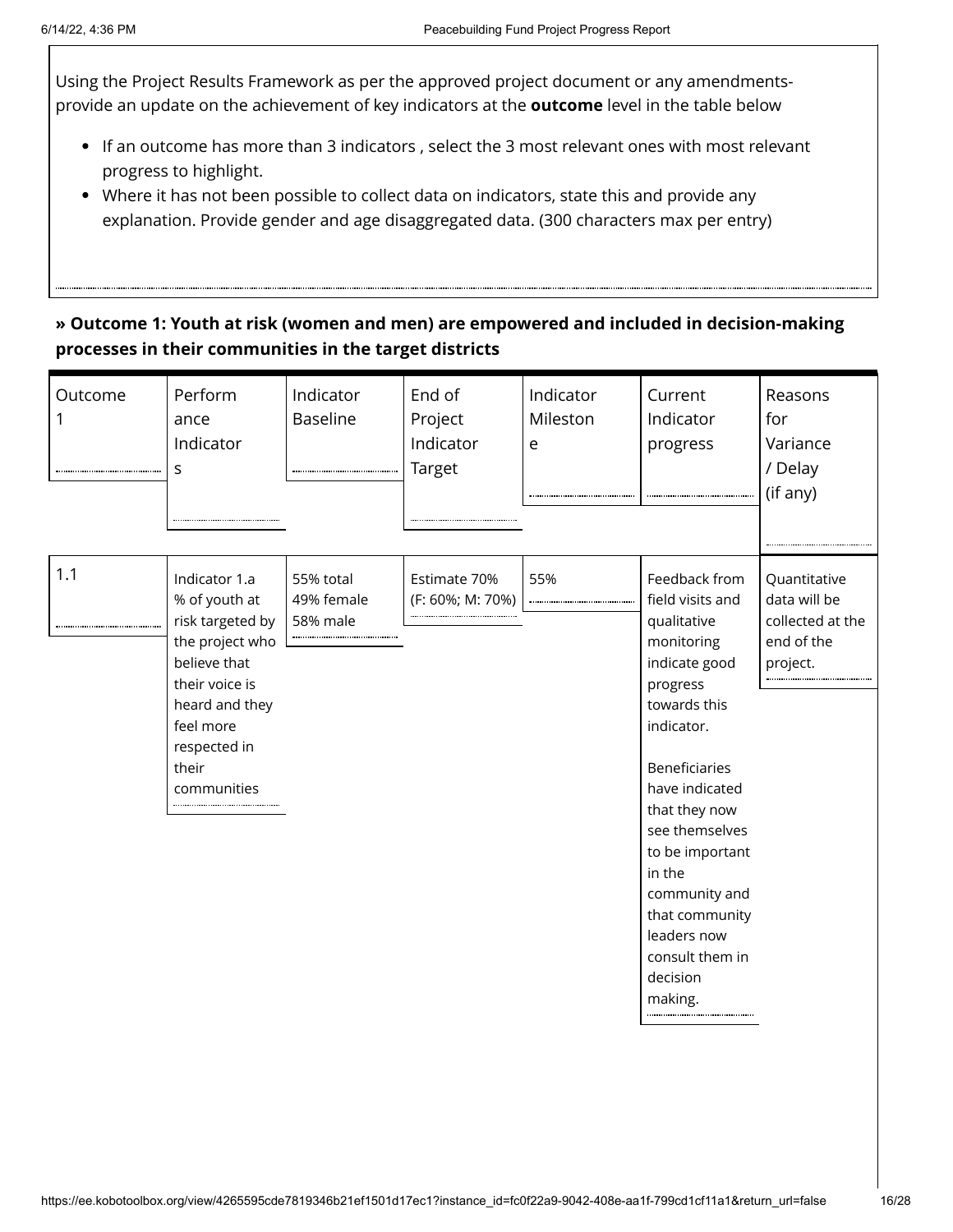Using the Project Results Framework as per the approved project document or any amendments- provide an update on the achievement of key indicators at the **outcome** level in the table below

- If an outcome has more than 3 indicators , select the 3 most relevant ones with most relevant progress to highlight.
- Where it has not been possible to collect data on indicators, state this and provide any explanation. Provide gender and age disaggregated data. (300 characters max per entry)

**» Outcome 1: Youth at risk (women and men) are empowered and included in decision-making processes in their communities in the target districts**

| Outcome 1 | Performance Indicators | Indicator Baseline | End of Project Indicator Target | Indicator Milestone | Current Indicator progress | Reasons for Variance / Delay (if any) |
|---|---|---|---|---|---|---|
| 1.1 | Indicator 1.a % of youth at risk targeted by the project who believe that their voice is heard and they feel more respected in their communities | 55% total 49% female 58% male | Estimate 70% (F: 60%; M: 70%) | 55% | Feedback from field visits and qualitative monitoring indicate good progress towards this indicator. Beneficiaries have indicated that they now see themselves to be important in the community and that community leaders now consult them in decision making. | Quantitative data will be collected at the end of the project. |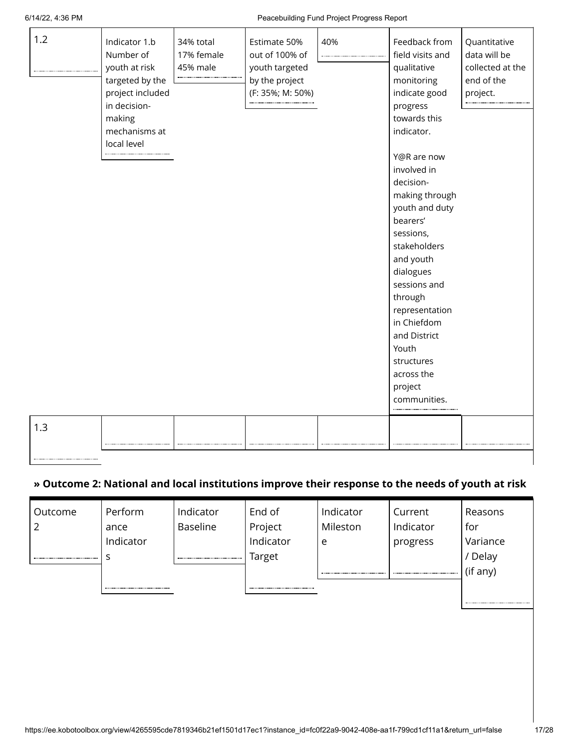| 1.2 | Indicator 1.b Number of youth at risk targeted by the project included in decision-making mechanisms at local level | 34% total 17% female 45% male | Estimate 50% out of 100% of youth targeted by the project (F: 35%; M: 50%) | 40% | Feedback from field visits and qualitative monitoring indicate good progress towards this indicator.<br><br>Y@R are now involved in decision-making through youth and duty bearers' sessions, stakeholders and youth dialogues sessions and through representation in Chiefdom and District Youth structures across the project communities. | Quantitative data will be collected at the end of the project. |
|---|---|---|---|---|---|---|
| 1.3 | | | | | | |

### » Outcome 2: National and local institutions improve their response to the needs of youth at risk

| Outcome 2 | Performance Indicators | Indicator Baseline | End of Project Indicator Target | Indicator Milestone | Current Indicator progress | Reasons for Variance / Delay (if any) |
|---|---|---|---|---|---|---|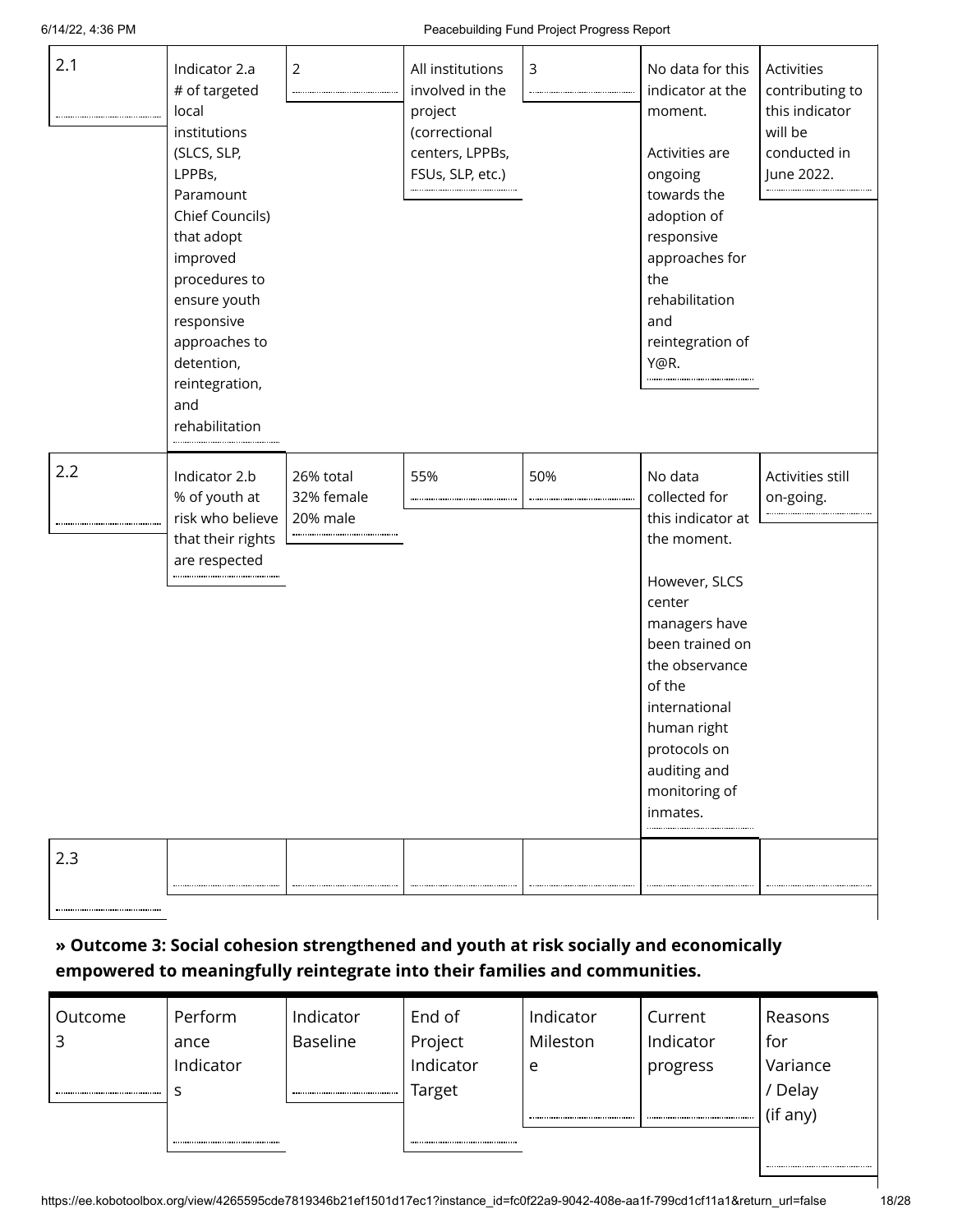| | | | | | | |
|---|---|---|---|---|---|---|
| 2.1 | Indicator 2.a # of targeted local institutions (SLCS, SLP, LPPBs, Paramount Chief Councils) that adopt improved procedures to ensure youth responsive approaches to detention, reintegration, and rehabilitation | 2 | All institutions involved in the project (correctional centers, LPPBs, FSUs, SLP, etc.) | 3 | No data for this indicator at the moment.<br><br>Activities are ongoing towards the adoption of responsive approaches for the rehabilitation and reintegration of Y@R. | Activities contributing to this indicator will be conducted in June 2022. |
| 2.2 | Indicator 2.b % of youth at risk who believe that their rights are respected | 26% total 32% female 20% male | 55% | 50% | No data collected for this indicator at the moment.<br><br>However, SLCS center managers have been trained on the observance of the international human right protocols on auditing and monitoring of inmates. | Activities still on-going. |
| 2.3 | | | | | | |

**» Outcome 3: Social cohesion strengthened and youth at risk socially and economically empowered to meaningfully reintegrate into their families and communities.**

| Outcome 3 | Performance Indicators | Indicator Baseline | End of Project Indicator Target | Indicator Milestone | Current Indicator progress | Reasons for Variance / Delay (if any) |
|---|---|---|---|---|---|---|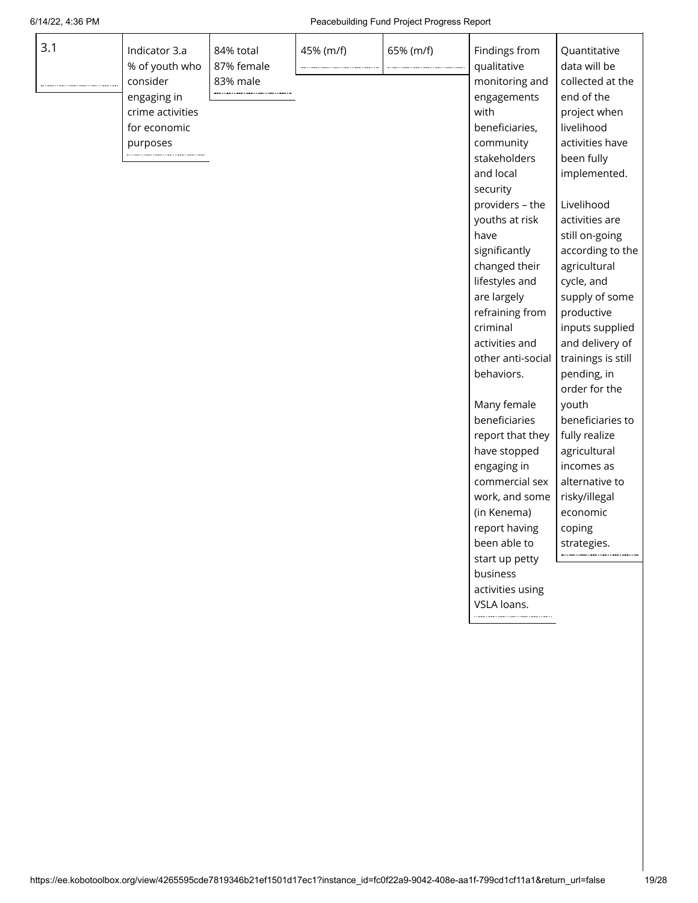| 3.1 | Indicator 3.a % of youth who consider engaging in crime activities for economic purposes | 84% total 87% female 83% male | 45% (m/f) | 65% (m/f) | Findings from qualitative monitoring and engagements with beneficiaries, community stakeholders and local security providers – the youths at risk have significantly changed their lifestyles and are largely refraining from criminal activities and other anti-social behaviors.<br><br>Many female beneficiaries report that they have stopped engaging in commercial sex work, and some (in Kenema) report having been able to start up petty business activities using VSLA loans. | Quantitative data will be collected at the end of the project when livelihood activities have been fully implemented.<br><br>Livelihood activities are still on-going according to the agricultural cycle, and supply of some productive inputs supplied and delivery of trainings is still pending, in order for the youth beneficiaries to fully realize agricultural incomes as alternative to risky/illegal economic coping strategies. |
|---|---|---|---|---|---|---|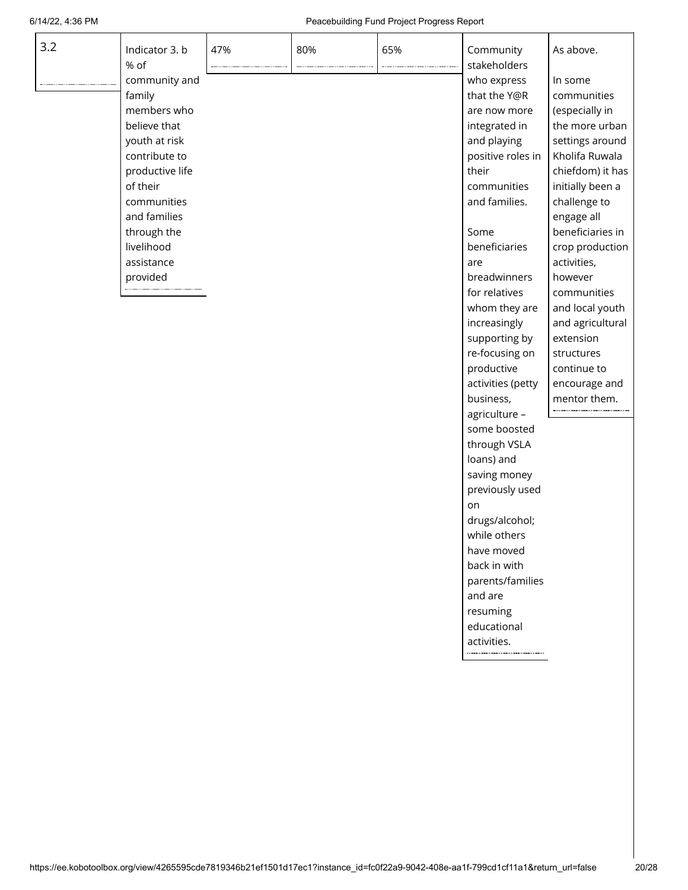| 3.2 | Indicator 3. b % of community and family members who believe that youth at risk contribute to productive life of their communities and families through the livelihood assistance provided | 47% | 80% | 65% | Community stakeholders who express that the Y@R are now more integrated in and playing positive roles in their communities and families.<br><br>Some beneficiaries are breadwinners for relatives whom they are increasingly supporting by re-focusing on productive activities (petty business, agriculture – some boosted through VSLA loans) and saving money previously used on drugs/alcohol; while others have moved back in with parents/families and are resuming educational activities. | As above.<br><br>In some communities (especially in the more urban settings around Kholifa Ruwala chiefdom) it has initially been a challenge to engage all beneficiaries in crop production activities, however communities and local youth and agricultural extension structures continue to encourage and mentor them. |
|---|---|---|---|---|---|---|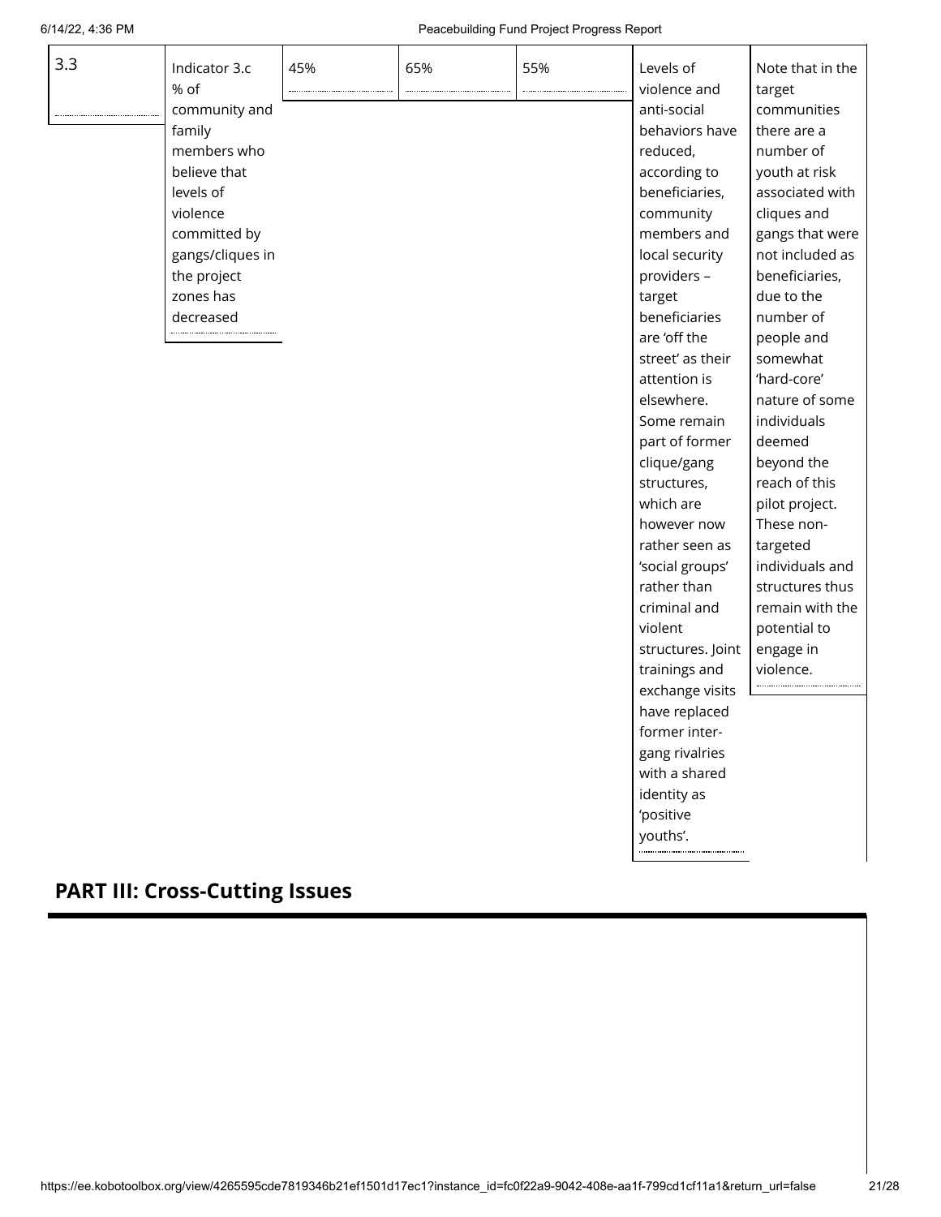| 3.3 | Indicator 3.c<br>% of community and family members who believe that levels of violence committed by gangs/cliques in the project zones has decreased | 45% | 65% | 55% | Levels of violence and anti-social behaviors have reduced, according to beneficiaries, community members and local security providers – target beneficiaries are 'off the street' as their attention is elsewhere. Some remain part of former clique/gang structures, which are however now rather seen as 'social groups' rather than criminal and violent structures. Joint trainings and exchange visits have replaced former inter-gang rivalries with a shared identity as 'positive youths'. | Note that in the target communities there are a number of youth at risk associated with cliques and gangs that were not included as beneficiaries, due to the number of people and somewhat 'hard-core' nature of some individuals deemed beyond the reach of this pilot project. These non-targeted individuals and structures thus remain with the potential to engage in violence. |
|---|---|---|---|---|---|---|

## PART III: Cross-Cutting Issues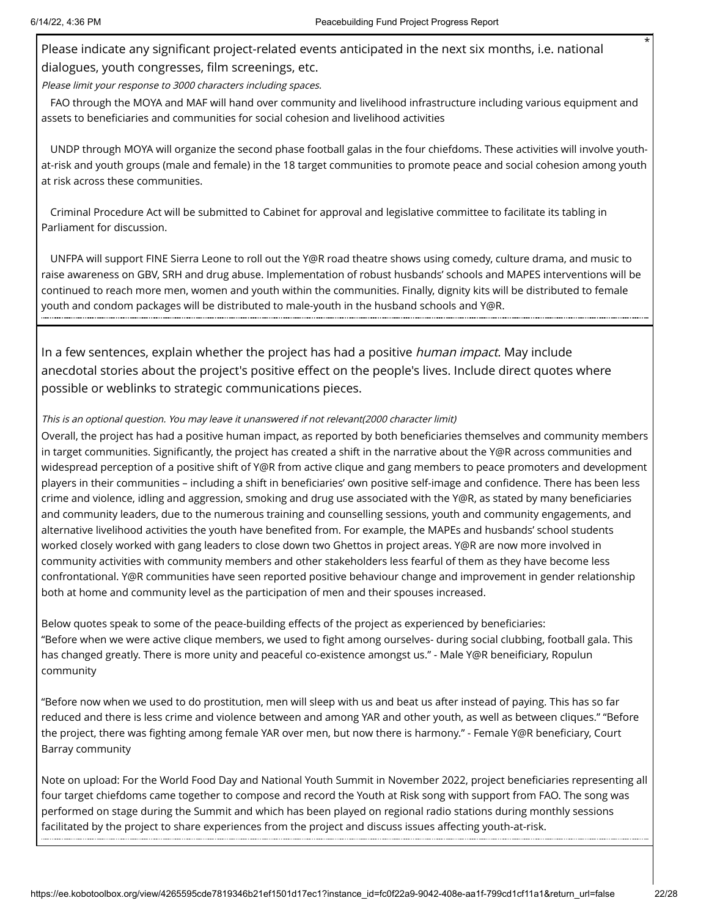Please indicate any significant project-related events anticipated in the next six months, i.e. national dialogues, youth congresses, film screenings, etc. *

*Please limit your response to 3000 characters including spaces.*

FAO through the MOYA and MAF will hand over community and livelihood infrastructure including various equipment and assets to beneficiaries and communities for social cohesion and livelihood activities

UNDP through MOYA will organize the second phase football galas in the four chiefdoms. These activities will involve youth-at-risk and youth groups (male and female) in the 18 target communities to promote peace and social cohesion among youth at risk across these communities.

Criminal Procedure Act will be submitted to Cabinet for approval and legislative committee to facilitate its tabling in Parliament for discussion.

UNFPA will support FINE Sierra Leone to roll out the Y@R road theatre shows using comedy, culture drama, and music to raise awareness on GBV, SRH and drug abuse. Implementation of robust husbands' schools and MAPES interventions will be continued to reach more men, women and youth within the communities. Finally, dignity kits will be distributed to female youth and condom packages will be distributed to male-youth in the husband schools and Y@R.

In a few sentences, explain whether the project has had a positive *human impact*. May include anecdotal stories about the project's positive effect on the people's lives. Include direct quotes where possible or weblinks to strategic communications pieces.

*This is an optional question. You may leave it unanswered if not relevant(2000 character limit)*

Overall, the project has had a positive human impact, as reported by both beneficiaries themselves and community members in target communities. Significantly, the project has created a shift in the narrative about the Y@R across communities and widespread perception of a positive shift of Y@R from active clique and gang members to peace promoters and development players in their communities – including a shift in beneficiaries' own positive self-image and confidence. There has been less crime and violence, idling and aggression, smoking and drug use associated with the Y@R, as stated by many beneficiaries and community leaders, due to the numerous training and counselling sessions, youth and community engagements, and alternative livelihood activities the youth have benefited from. For example, the MAPEs and husbands' school students worked closely worked with gang leaders to close down two Ghettos in project areas. Y@R are now more involved in community activities with community members and other stakeholders less fearful of them as they have become less confrontational. Y@R communities have seen reported positive behaviour change and improvement in gender relationship both at home and community level as the participation of men and their spouses increased.

Below quotes speak to some of the peace-building effects of the project as experienced by beneficiaries:
"Before when we were active clique members, we used to fight among ourselves- during social clubbing, football gala. This has changed greatly. There is more unity and peaceful co-existence amongst us." - Male Y@R beneificiary, Ropulun community

"Before now when we used to do prostitution, men will sleep with us and beat us after instead of paying. This has so far reduced and there is less crime and violence between and among YAR and other youth, as well as between cliques." "Before the project, there was fighting among female YAR over men, but now there is harmony." - Female Y@R beneficiary, Court Barray community

Note on upload: For the World Food Day and National Youth Summit in November 2022, project beneficiaries representing all four target chiefdoms came together to compose and record the Youth at Risk song with support from FAO. The song was performed on stage during the Summit and which has been played on regional radio stations during monthly sessions facilitated by the project to share experiences from the project and discuss issues affecting youth-at-risk.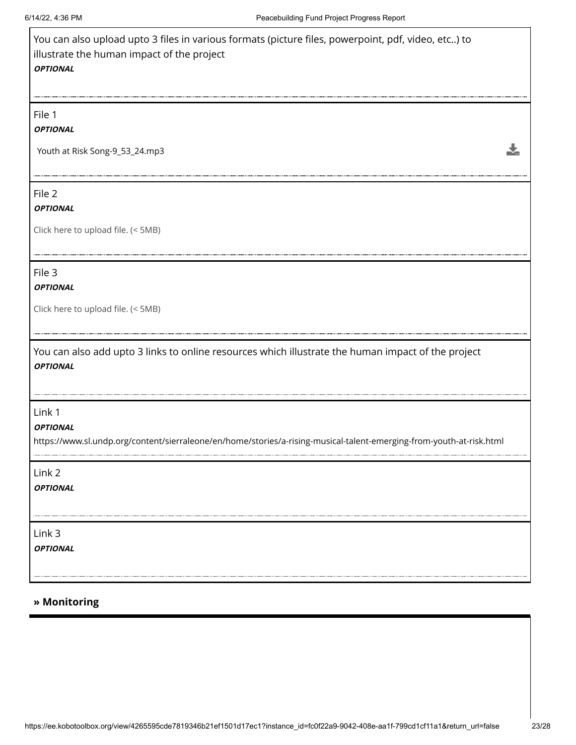You can also upload upto 3 files in various formats (picture files, powerpoint, pdf, video, etc..) to illustrate the human impact of the project

***OPTIONAL***

File 1

***OPTIONAL***

Youth at Risk Song-9_53_24.mp3

File 2

***OPTIONAL***

Click here to upload file. (< 5MB)

File 3

***OPTIONAL***

Click here to upload file. (< 5MB)

You can also add upto 3 links to online resources which illustrate the human impact of the project

***OPTIONAL***

Link 1

***OPTIONAL***

https://www.sl.undp.org/content/sierraleone/en/home/stories/a-rising-musical-talent-emerging-from-youth-at-risk.html

Link 2

***OPTIONAL***

Link 3

***OPTIONAL***

## » Monitoring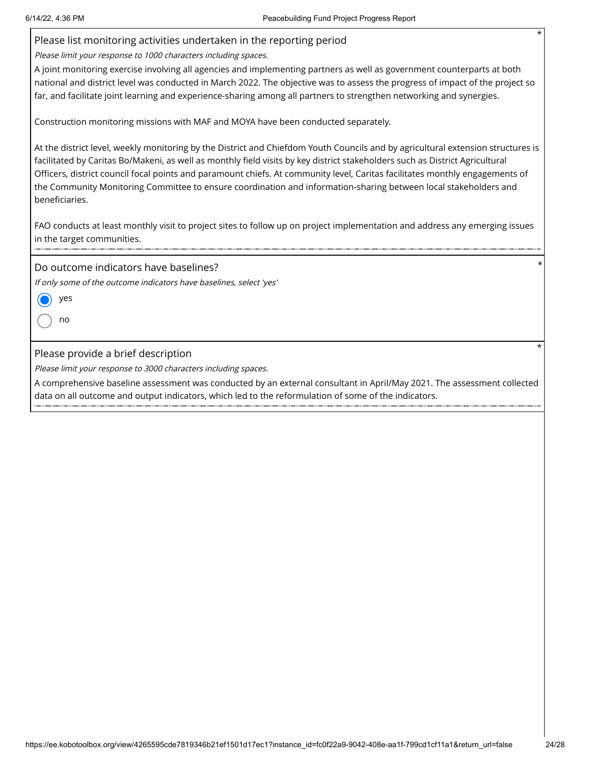Please list monitoring activities undertaken in the reporting period *

*Please limit your response to 1000 characters including spaces.*

A joint monitoring exercise involving all agencies and implementing partners as well as government counterparts at both national and district level was conducted in March 2022. The objective was to assess the progress of impact of the project so far, and facilitate joint learning and experience-sharing among all partners to strengthen networking and synergies.

Construction monitoring missions with MAF and MOYA have been conducted separately.

At the district level, weekly monitoring by the District and Chiefdom Youth Councils and by agricultural extension structures is facilitated by Caritas Bo/Makeni, as well as monthly field visits by key district stakeholders such as District Agricultural Officers, district council focal points and paramount chiefs. At community level, Caritas facilitates monthly engagements of the Community Monitoring Committee to ensure coordination and information-sharing between local stakeholders and beneficiaries.

FAO conducts at least monthly visit to project sites to follow up on project implementation and address any emerging issues in the target communities.

Do outcome indicators have baselines? *

*If only some of the outcome indicators have baselines, select 'yes'*

- (●) yes
- ( ) no

Please provide a brief description *

*Please limit your response to 3000 characters including spaces.*

A comprehensive baseline assessment was conducted by an external consultant in April/May 2021. The assessment collected data on all outcome and output indicators, which led to the reformulation of some of the indicators.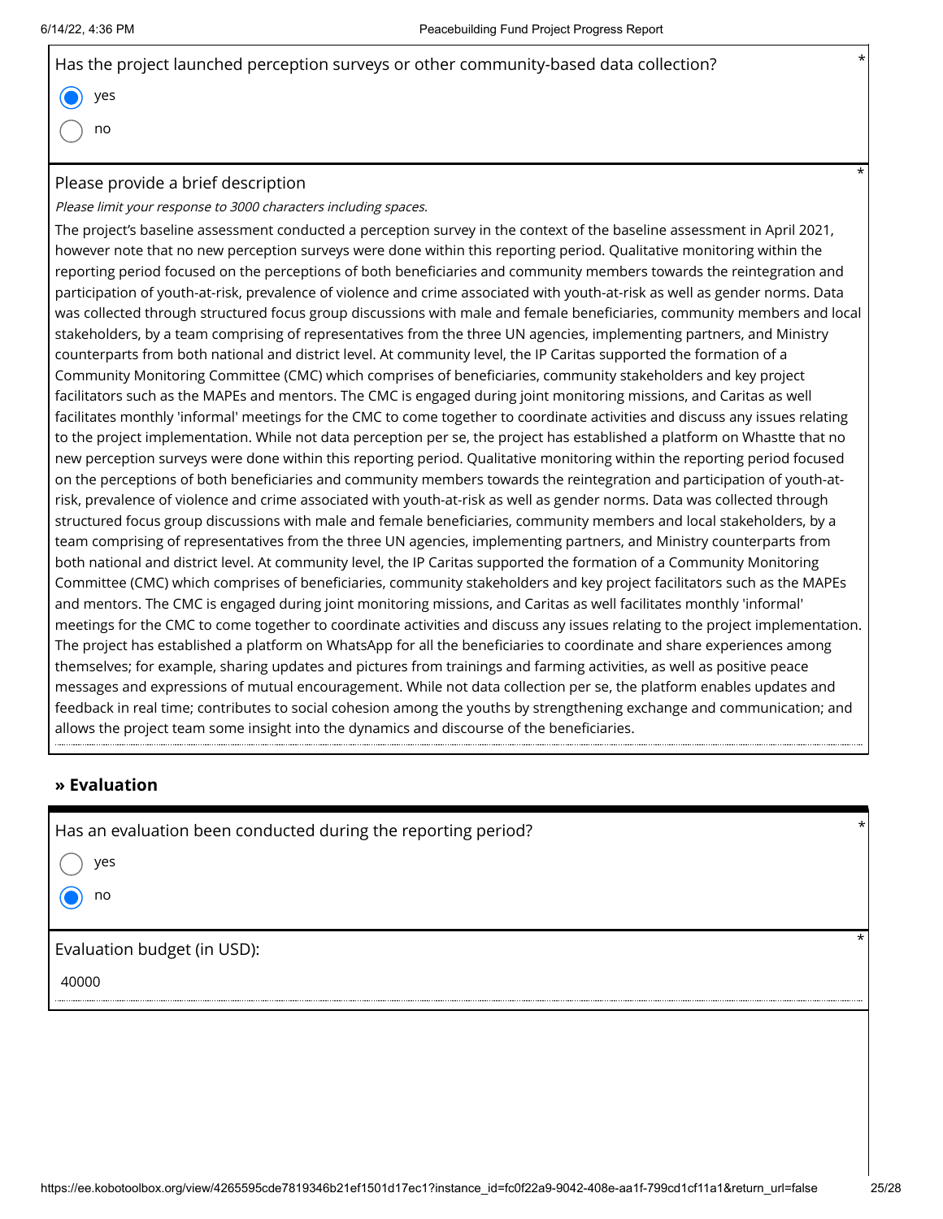Has the project launched perception surveys or other community-based data collection? *

- (●) yes
- ( ) no

Please provide a brief description *

*Please limit your response to 3000 characters including spaces.*

The project's baseline assessment conducted a perception survey in the context of the baseline assessment in April 2021, however note that no new perception surveys were done within this reporting period. Qualitative monitoring within the reporting period focused on the perceptions of both beneficiaries and community members towards the reintegration and participation of youth-at-risk, prevalence of violence and crime associated with youth-at-risk as well as gender norms. Data was collected through structured focus group discussions with male and female beneficiaries, community members and local stakeholders, by a team comprising of representatives from the three UN agencies, implementing partners, and Ministry counterparts from both national and district level. At community level, the IP Caritas supported the formation of a Community Monitoring Committee (CMC) which comprises of beneficiaries, community stakeholders and key project facilitators such as the MAPEs and mentors. The CMC is engaged during joint monitoring missions, and Caritas as well facilitates monthly 'informal' meetings for the CMC to come together to coordinate activities and discuss any issues relating to the project implementation. While not data perception per se, the project has established a platform on Whastte that no new perception surveys were done within this reporting period. Qualitative monitoring within the reporting period focused on the perceptions of both beneficiaries and community members towards the reintegration and participation of youth-at-risk, prevalence of violence and crime associated with youth-at-risk as well as gender norms. Data was collected through structured focus group discussions with male and female beneficiaries, community members and local stakeholders, by a team comprising of representatives from the three UN agencies, implementing partners, and Ministry counterparts from both national and district level. At community level, the IP Caritas supported the formation of a Community Monitoring Committee (CMC) which comprises of beneficiaries, community stakeholders and key project facilitators such as the MAPEs and mentors. The CMC is engaged during joint monitoring missions, and Caritas as well facilitates monthly 'informal' meetings for the CMC to come together to coordinate activities and discuss any issues relating to the project implementation. The project has established a platform on WhatsApp for all the beneficiaries to coordinate and share experiences among themselves; for example, sharing updates and pictures from trainings and farming activities, as well as positive peace messages and expressions of mutual encouragement. While not data collection per se, the platform enables updates and feedback in real time; contributes to social cohesion among the youths by strengthening exchange and communication; and allows the project team some insight into the dynamics and discourse of the beneficiaries.

## » Evaluation

Has an evaluation been conducted during the reporting period? *

- ( ) yes
- (●) no

Evaluation budget (in USD): *

40000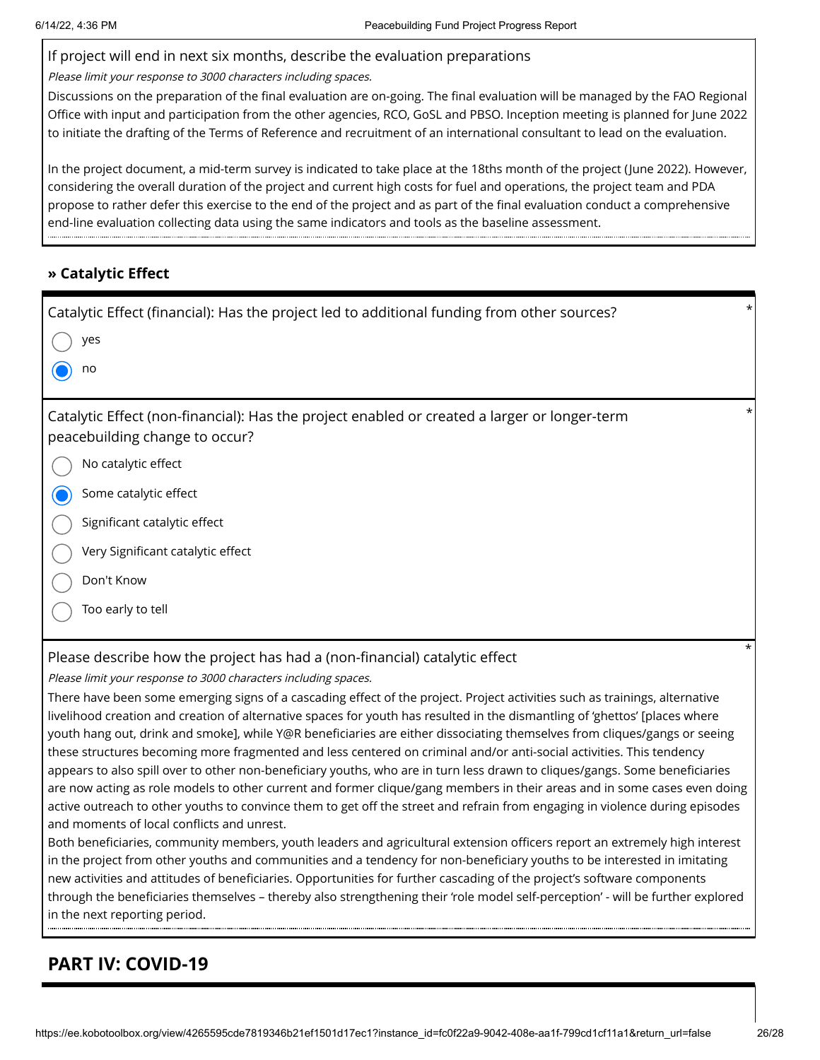If project will end in next six months, describe the evaluation preparations

*Please limit your response to 3000 characters including spaces.*

Discussions on the preparation of the final evaluation are on-going. The final evaluation will be managed by the FAO Regional Office with input and participation from the other agencies, RCO, GoSL and PBSO. Inception meeting is planned for June 2022 to initiate the drafting of the Terms of Reference and recruitment of an international consultant to lead on the evaluation.

In the project document, a mid-term survey is indicated to take place at the 18ths month of the project (June 2022). However, considering the overall duration of the project and current high costs for fuel and operations, the project team and PDA propose to rather defer this exercise to the end of the project and as part of the final evaluation conduct a comprehensive end-line evaluation collecting data using the same indicators and tools as the baseline assessment.

### » Catalytic Effect

Catalytic Effect (financial): Has the project led to additional funding from other sources? *

- ○ yes
- ◉ no

Catalytic Effect (non-financial): Has the project enabled or created a larger or longer-term peacebuilding change to occur? *

- ○ No catalytic effect
- ◉ Some catalytic effect
- ○ Significant catalytic effect
- ○ Very Significant catalytic effect
- ○ Don't Know
- ○ Too early to tell

Please describe how the project has had a (non-financial) catalytic effect *

*Please limit your response to 3000 characters including spaces.*

There have been some emerging signs of a cascading effect of the project. Project activities such as trainings, alternative livelihood creation and creation of alternative spaces for youth has resulted in the dismantling of 'ghettos' [places where youth hang out, drink and smoke], while Y@R beneficiaries are either dissociating themselves from cliques/gangs or seeing these structures becoming more fragmented and less centered on criminal and/or anti-social activities. This tendency appears to also spill over to other non-beneficiary youths, who are in turn less drawn to cliques/gangs. Some beneficiaries are now acting as role models to other current and former clique/gang members in their areas and in some cases even doing active outreach to other youths to convince them to get off the street and refrain from engaging in violence during episodes and moments of local conflicts and unrest.
Both beneficiaries, community members, youth leaders and agricultural extension officers report an extremely high interest in the project from other youths and communities and a tendency for non-beneficiary youths to be interested in imitating new activities and attitudes of beneficiaries. Opportunities for further cascading of the project's software components through the beneficiaries themselves – thereby also strengthening their 'role model self-perception' - will be further explored in the next reporting period.

## PART IV: COVID-19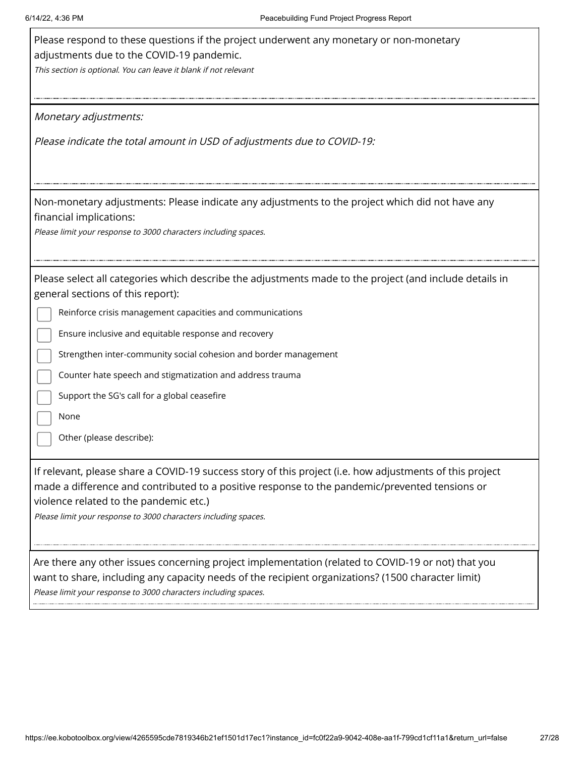Please respond to these questions if the project underwent any monetary or non-monetary adjustments due to the COVID-19 pandemic.

*This section is optional. You can leave it blank if not relevant*

*Monetary adjustments:*

*Please indicate the total amount in USD of adjustments due to COVID-19:*

Non-monetary adjustments: Please indicate any adjustments to the project which did not have any financial implications:

*Please limit your response to 3000 characters including spaces.*

Please select all categories which describe the adjustments made to the project (and include details in general sections of this report):

- [ ] Reinforce crisis management capacities and communications
- [ ] Ensure inclusive and equitable response and recovery
- [ ] Strengthen inter-community social cohesion and border management
- [ ] Counter hate speech and stigmatization and address trauma
- [ ] Support the SG's call for a global ceasefire
- [ ] None
- [ ] Other (please describe):

If relevant, please share a COVID-19 success story of this project (i.e. how adjustments of this project made a difference and contributed to a positive response to the pandemic/prevented tensions or violence related to the pandemic etc.)

*Please limit your response to 3000 characters including spaces.*

Are there any other issues concerning project implementation (related to COVID-19 or not) that you want to share, including any capacity needs of the recipient organizations? (1500 character limit)

*Please limit your response to 3000 characters including spaces.*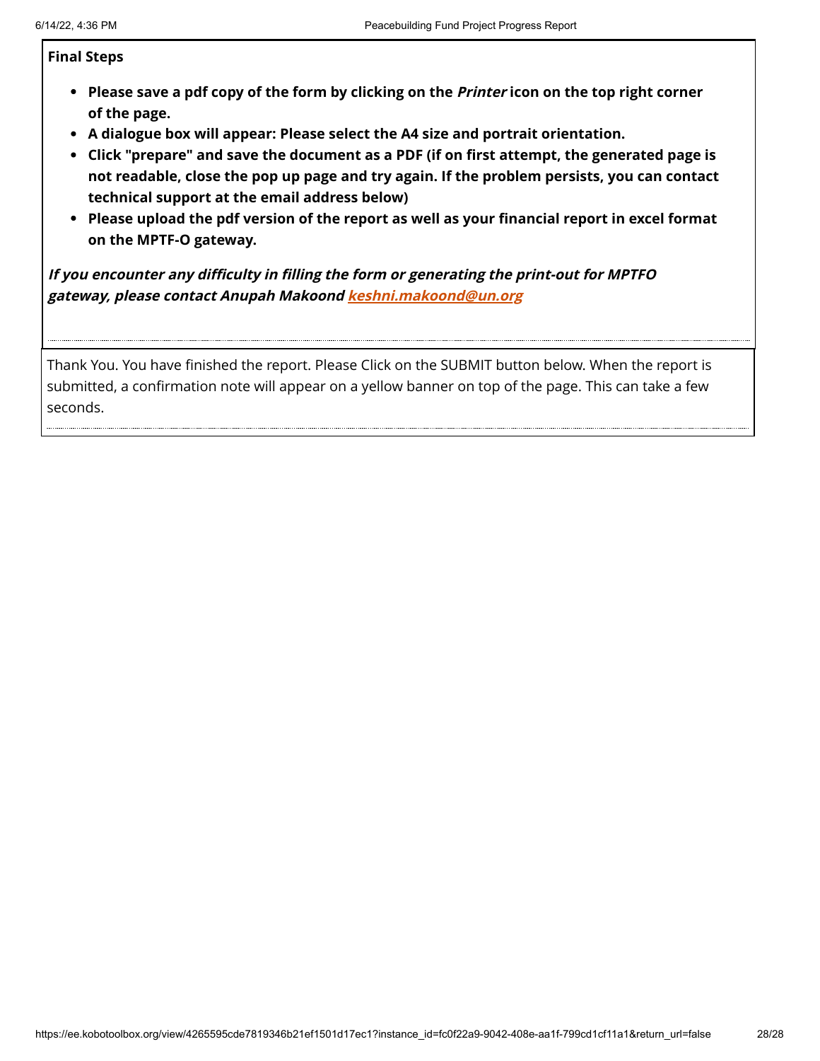**Final Steps**

- **Please save a pdf copy of the form by clicking on the *Printer* icon on the top right corner of the page.**
- **A dialogue box will appear: Please select the A4 size and portrait orientation.**
- **Click "prepare" and save the document as a PDF (if on first attempt, the generated page is not readable, close the pop up page and try again. If the problem persists, you can contact technical support at the email address below)**
- **Please upload the pdf version of the report as well as your financial report in excel format on the MPTF-O gateway.**

***If you encounter any difficulty in filling the form or generating the print-out for MPTFO gateway, please contact Anupah Makoond [keshni.makoond@un.org](mailto:keshni.makoond@un.org)***

Thank You. You have finished the report. Please Click on the SUBMIT button below. When the report is submitted, a confirmation note will appear on a yellow banner on top of the page. This can take a few seconds.